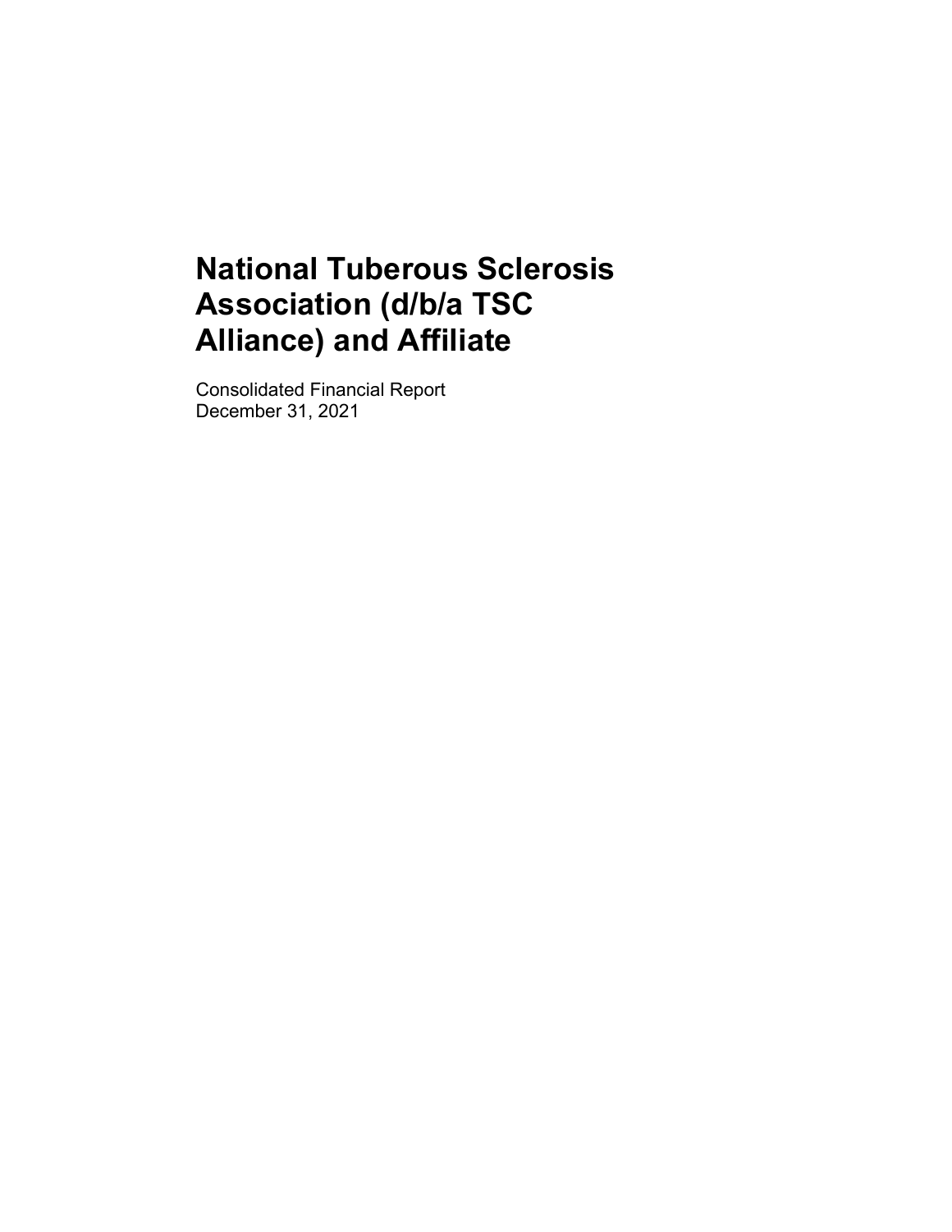# National Tuberous Sclerosis Association (d/b/a TSC Alliance) and Affiliate

Consolidated Financial Report
December 31, 2021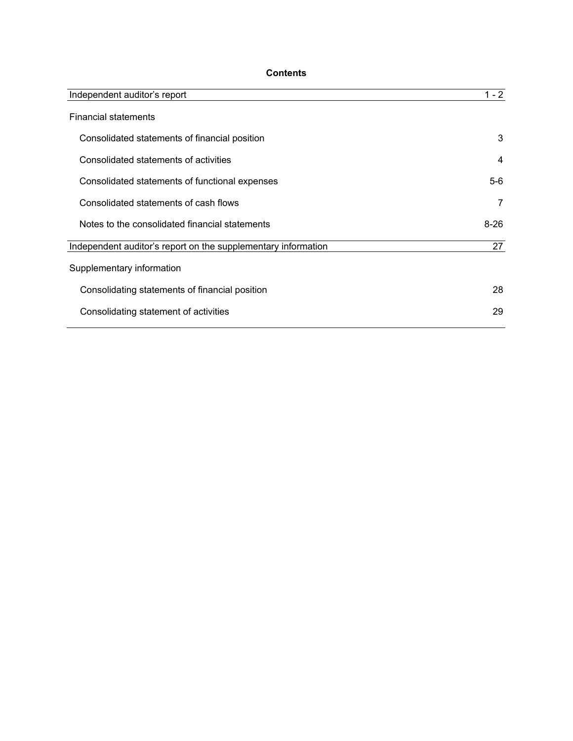# Contents

| | |
|---|---|
| Independent auditor's report | 1 - 2 |
| Financial statements | |
| Consolidated statements of financial position | 3 |
| Consolidated statements of activities | 4 |
| Consolidated statements of functional expenses | 5-6 |
| Consolidated statements of cash flows | 7 |
| Notes to the consolidated financial statements | 8-26 |
| Independent auditor's report on the supplementary information | 27 |
| Supplementary information | |
| Consolidating statements of financial position | 28 |
| Consolidating statement of activities | 29 |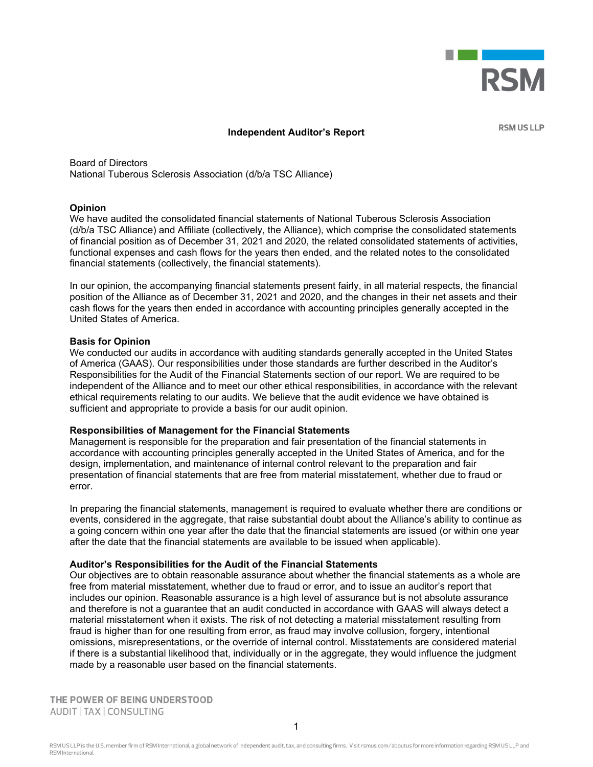# Independent Auditor's Report

Board of Directors
National Tuberous Sclerosis Association (d/b/a TSC Alliance)

**Opinion**

We have audited the consolidated financial statements of National Tuberous Sclerosis Association (d/b/a TSC Alliance) and Affiliate (collectively, the Alliance), which comprise the consolidated statements of financial position as of December 31, 2021 and 2020, the related consolidated statements of activities, functional expenses and cash flows for the years then ended, and the related notes to the consolidated financial statements (collectively, the financial statements).

In our opinion, the accompanying financial statements present fairly, in all material respects, the financial position of the Alliance as of December 31, 2021 and 2020, and the changes in their net assets and their cash flows for the years then ended in accordance with accounting principles generally accepted in the United States of America.

**Basis for Opinion**

We conducted our audits in accordance with auditing standards generally accepted in the United States of America (GAAS). Our responsibilities under those standards are further described in the Auditor's Responsibilities for the Audit of the Financial Statements section of our report. We are required to be independent of the Alliance and to meet our other ethical responsibilities, in accordance with the relevant ethical requirements relating to our audits. We believe that the audit evidence we have obtained is sufficient and appropriate to provide a basis for our audit opinion.

**Responsibilities of Management for the Financial Statements**

Management is responsible for the preparation and fair presentation of the financial statements in accordance with accounting principles generally accepted in the United States of America, and for the design, implementation, and maintenance of internal control relevant to the preparation and fair presentation of financial statements that are free from material misstatement, whether due to fraud or error.

In preparing the financial statements, management is required to evaluate whether there are conditions or events, considered in the aggregate, that raise substantial doubt about the Alliance's ability to continue as a going concern within one year after the date that the financial statements are issued (or within one year after the date that the financial statements are available to be issued when applicable).

**Auditor's Responsibilities for the Audit of the Financial Statements**

Our objectives are to obtain reasonable assurance about whether the financial statements as a whole are free from material misstatement, whether due to fraud or error, and to issue an auditor's report that includes our opinion. Reasonable assurance is a high level of assurance but is not absolute assurance and therefore is not a guarantee that an audit conducted in accordance with GAAS will always detect a material misstatement when it exists. The risk of not detecting a material misstatement resulting from fraud is higher than for one resulting from error, as fraud may involve collusion, forgery, intentional omissions, misrepresentations, or the override of internal control. Misstatements are considered material if there is a substantial likelihood that, individually or in the aggregate, they would influence the judgment made by a reasonable user based on the financial statements.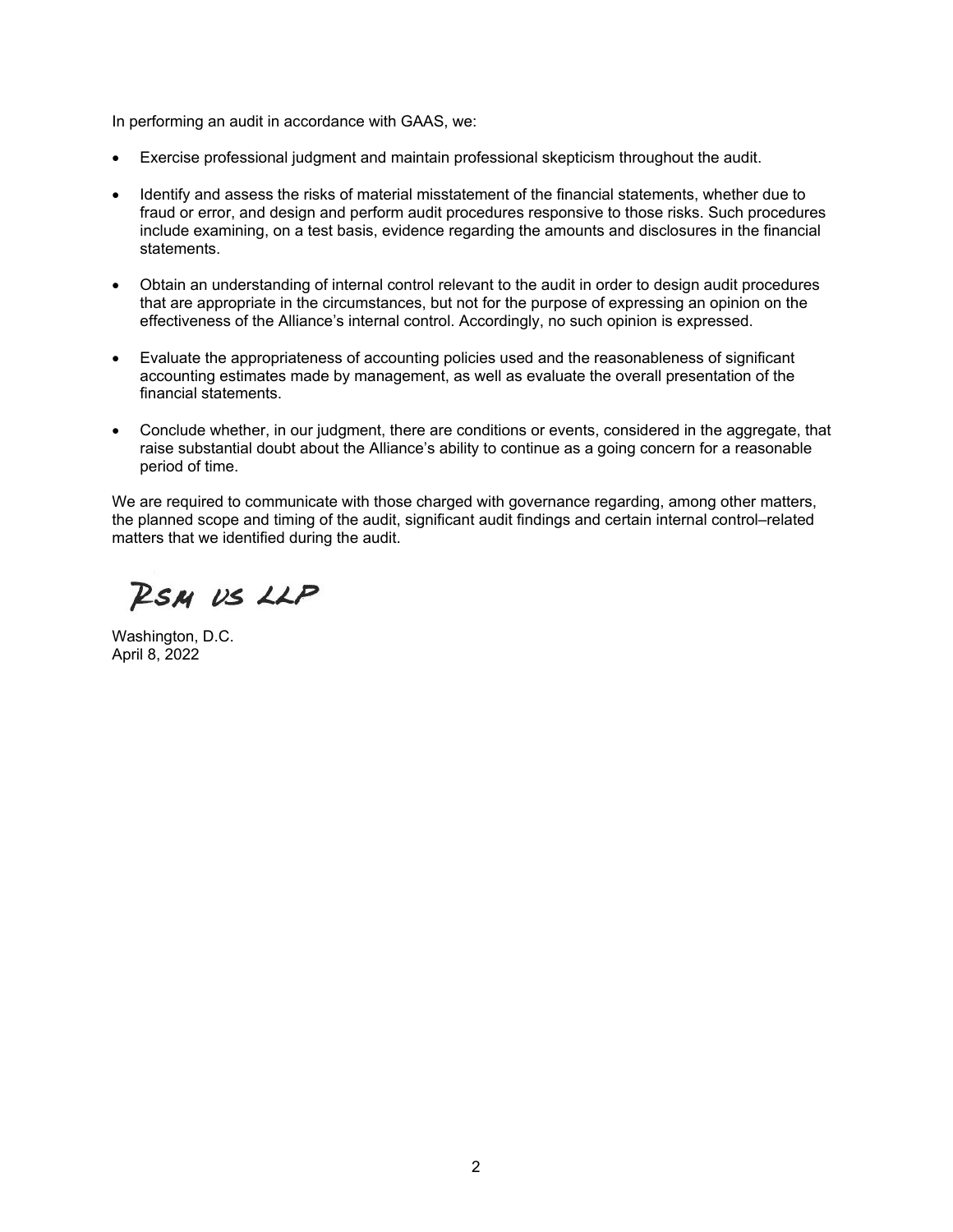In performing an audit in accordance with GAAS, we:

- Exercise professional judgment and maintain professional skepticism throughout the audit.
- Identify and assess the risks of material misstatement of the financial statements, whether due to fraud or error, and design and perform audit procedures responsive to those risks. Such procedures include examining, on a test basis, evidence regarding the amounts and disclosures in the financial statements.
- Obtain an understanding of internal control relevant to the audit in order to design audit procedures that are appropriate in the circumstances, but not for the purpose of expressing an opinion on the effectiveness of the Alliance's internal control. Accordingly, no such opinion is expressed.
- Evaluate the appropriateness of accounting policies used and the reasonableness of significant accounting estimates made by management, as well as evaluate the overall presentation of the financial statements.
- Conclude whether, in our judgment, there are conditions or events, considered in the aggregate, that raise substantial doubt about the Alliance's ability to continue as a going concern for a reasonable period of time.

We are required to communicate with those charged with governance regarding, among other matters, the planned scope and timing of the audit, significant audit findings and certain internal control–related matters that we identified during the audit.

RSM US LLP

Washington, D.C.
April 8, 2022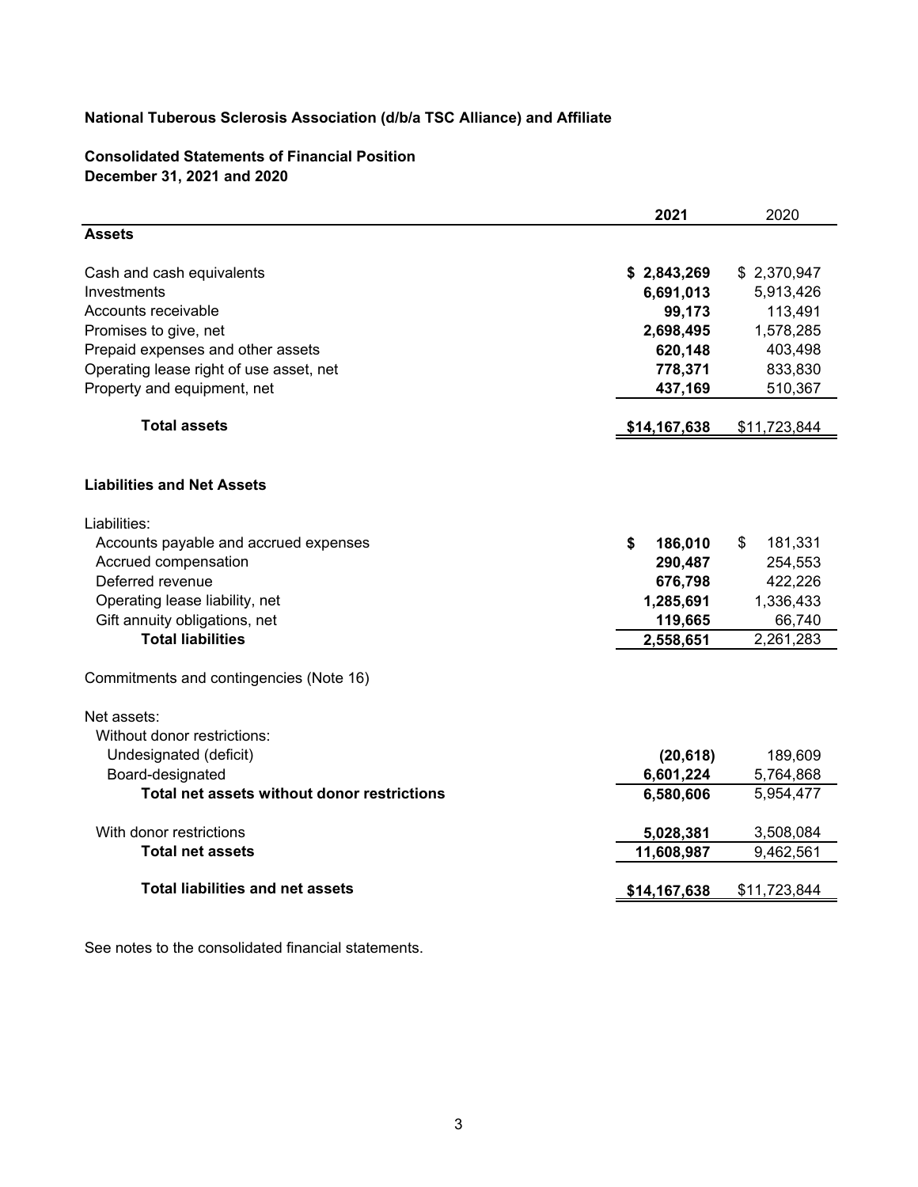**National Tuberous Sclerosis Association (d/b/a TSC Alliance) and Affiliate**

**Consolidated Statements of Financial Position**
**December 31, 2021 and 2020**

| | **2021** | 2020 |
|---|---|---|
| **Assets** | | |
| Cash and cash equivalents | **$ 2,843,269** | $ 2,370,947 |
| Investments | **6,691,013** | 5,913,426 |
| Accounts receivable | **99,173** | 113,491 |
| Promises to give, net | **2,698,495** | 1,578,285 |
| Prepaid expenses and other assets | **620,148** | 403,498 |
| Operating lease right of use asset, net | **778,371** | 833,830 |
| Property and equipment, net | **437,169** | 510,367 |
| **Total assets** | **$14,167,638** | $11,723,844 |
| | | |
| **Liabilities and Net Assets** | | |
| Liabilities: | | |
| Accounts payable and accrued expenses | **$ 186,010** | $ 181,331 |
| Accrued compensation | **290,487** | 254,553 |
| Deferred revenue | **676,798** | 422,226 |
| Operating lease liability, net | **1,285,691** | 1,336,433 |
| Gift annuity obligations, net | **119,665** | 66,740 |
| **Total liabilities** | **2,558,651** | 2,261,283 |
| | | |
| Commitments and contingencies (Note 16) | | |
| | | |
| Net assets: | | |
| Without donor restrictions: | | |
| Undesignated (deficit) | **(20,618)** | 189,609 |
| Board-designated | **6,601,224** | 5,764,868 |
| **Total net assets without donor restrictions** | **6,580,606** | 5,954,477 |
| | | |
| With donor restrictions | **5,028,381** | 3,508,084 |
| **Total net assets** | **11,608,987** | 9,462,561 |
| | | |
| **Total liabilities and net assets** | **$14,167,638** | $11,723,844 |

See notes to the consolidated financial statements.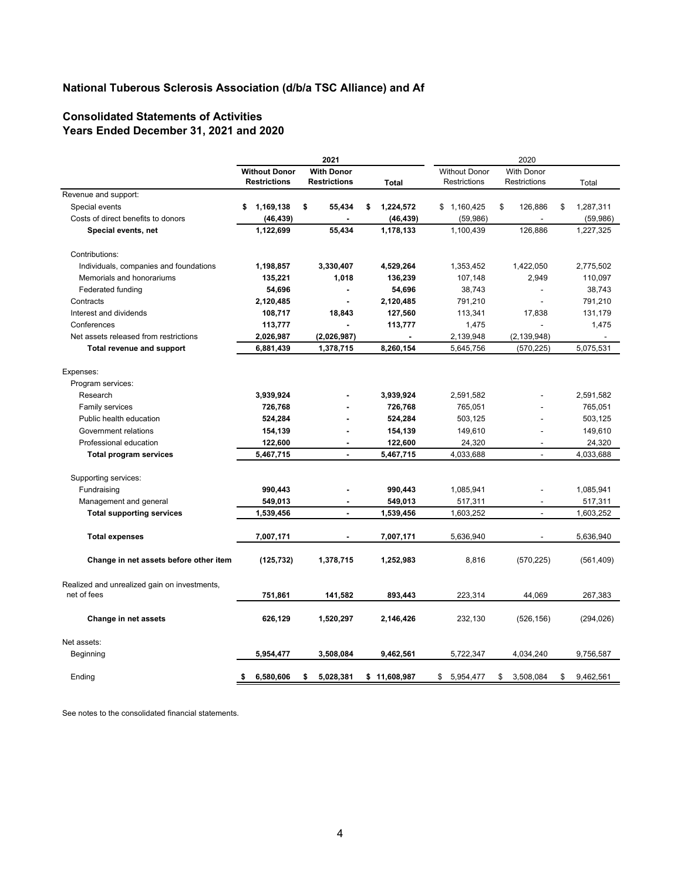# National Tuberous Sclerosis Association (d/b/a TSC Alliance) and Af

## Consolidated Statements of Activities
## Years Ended December 31, 2021 and 2020

| | 2021 | | | 2020 | | |
|---|---|---|---|---|---|---|
| | **Without Donor Restrictions** | **With Donor Restrictions** | **Total** | Without Donor Restrictions | With Donor Restrictions | Total |
| Revenue and support: | | | | | | |
| Special events | $ 1,169,138 | $ 55,434 | $ 1,224,572 | $ 1,160,425 | $ 126,886 | $ 1,287,311 |
| Costs of direct benefits to donors | (46,439) | - | (46,439) | (59,986) | - | (59,986) |
| **Special events, net** | 1,122,699 | 55,434 | 1,178,133 | 1,100,439 | 126,886 | 1,227,325 |
| Contributions: | | | | | | |
| Individuals, companies and foundations | 1,198,857 | 3,330,407 | 4,529,264 | 1,353,452 | 1,422,050 | 2,775,502 |
| Memorials and honorariums | 135,221 | 1,018 | 136,239 | 107,148 | 2,949 | 110,097 |
| Federated funding | 54,696 | - | 54,696 | 38,743 | - | 38,743 |
| Contracts | 2,120,485 | - | 2,120,485 | 791,210 | - | 791,210 |
| Interest and dividends | 108,717 | 18,843 | 127,560 | 113,341 | 17,838 | 131,179 |
| Conferences | 113,777 | - | 113,777 | 1,475 | - | 1,475 |
| Net assets released from restrictions | 2,026,987 | (2,026,987) | - | 2,139,948 | (2,139,948) | - |
| **Total revenue and support** | 6,881,439 | 1,378,715 | 8,260,154 | 5,645,756 | (570,225) | 5,075,531 |
| Expenses: | | | | | | |
| Program services: | | | | | | |
| Research | 3,939,924 | - | 3,939,924 | 2,591,582 | - | 2,591,582 |
| Family services | 726,768 | - | 726,768 | 765,051 | - | 765,051 |
| Public health education | 524,284 | - | 524,284 | 503,125 | - | 503,125 |
| Government relations | 154,139 | - | 154,139 | 149,610 | - | 149,610 |
| Professional education | 122,600 | - | 122,600 | 24,320 | - | 24,320 |
| **Total program services** | 5,467,715 | - | 5,467,715 | 4,033,688 | - | 4,033,688 |
| Supporting services: | | | | | | |
| Fundraising | 990,443 | - | 990,443 | 1,085,941 | - | 1,085,941 |
| Management and general | 549,013 | - | 549,013 | 517,311 | - | 517,311 |
| **Total supporting services** | 1,539,456 | - | 1,539,456 | 1,603,252 | - | 1,603,252 |
| **Total expenses** | 7,007,171 | - | 7,007,171 | 5,636,940 | - | 5,636,940 |
| **Change in net assets before other item** | (125,732) | 1,378,715 | 1,252,983 | 8,816 | (570,225) | (561,409) |
| Realized and unrealized gain on investments, net of fees | 751,861 | 141,582 | 893,443 | 223,314 | 44,069 | 267,383 |
| **Change in net assets** | 626,129 | 1,520,297 | 2,146,426 | 232,130 | (526,156) | (294,026) |
| Net assets: | | | | | | |
| Beginning | 5,954,477 | 3,508,084 | 9,462,561 | 5,722,347 | 4,034,240 | 9,756,587 |
| Ending | $ 6,580,606 | $ 5,028,381 | $ 11,608,987 | $ 5,954,477 | $ 3,508,084 | $ 9,462,561 |

See notes to the consolidated financial statements.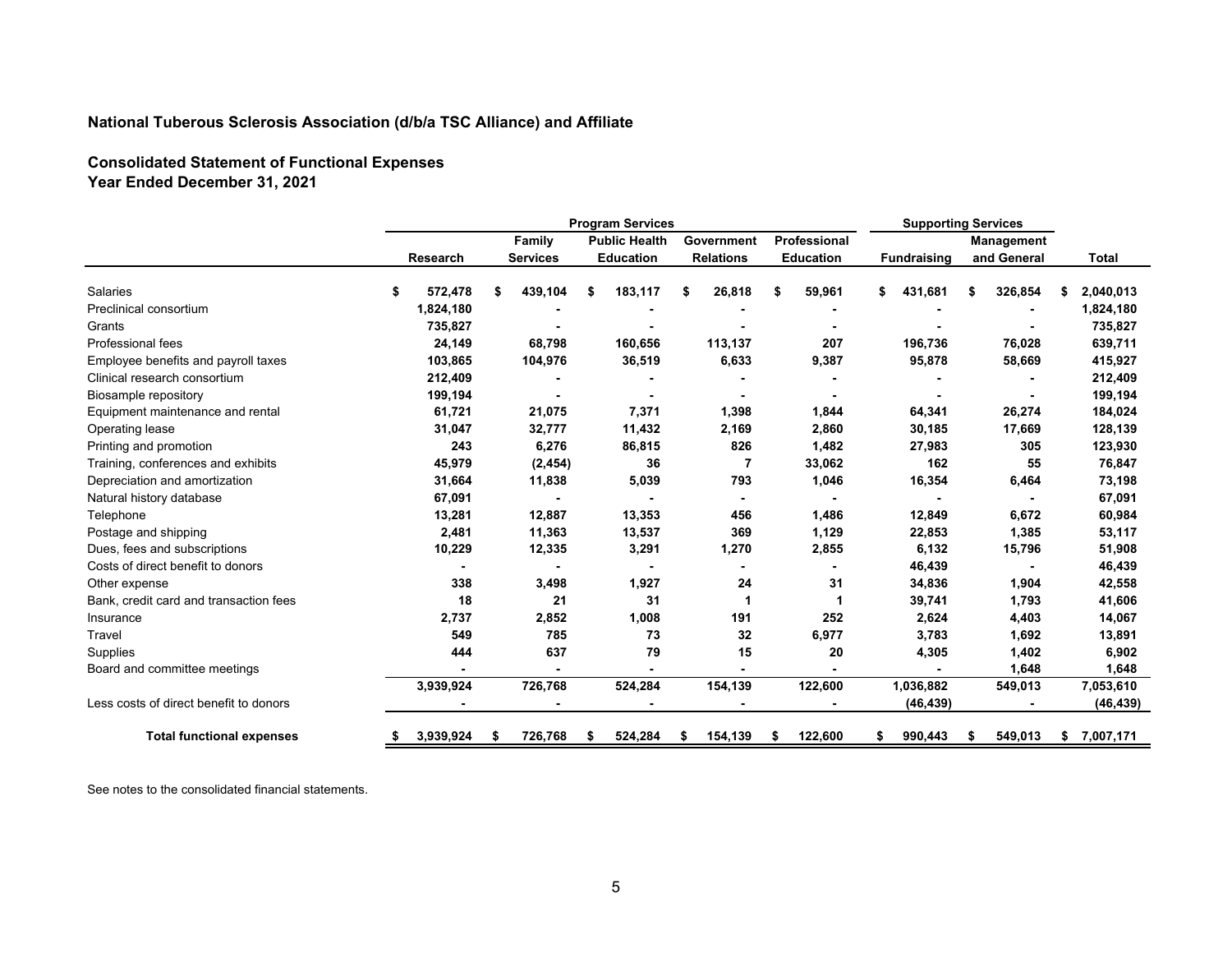## National Tuberous Sclerosis Association (d/b/a TSC Alliance) and Affiliate

### Consolidated Statement of Functional Expenses
### Year Ended December 31, 2021

| | Program Services | | | | | Supporting Services | | |
|---|---|---|---|---|---|---|---|---|
| | Research | Family Services | Public Health Education | Government Relations | Professional Education | Fundraising | Management and General | Total |
| Salaries | $ 572,478 | $ 439,104 | $ 183,117 | $ 26,818 | $ 59,961 | $ 431,681 | $ 326,854 | $ 2,040,013 |
| Preclinical consortium | 1,824,180 | - | - | - | - | - | - | 1,824,180 |
| Grants | 735,827 | - | - | - | - | - | - | 735,827 |
| Professional fees | 24,149 | 68,798 | 160,656 | 113,137 | 207 | 196,736 | 76,028 | 639,711 |
| Employee benefits and payroll taxes | 103,865 | 104,976 | 36,519 | 6,633 | 9,387 | 95,878 | 58,669 | 415,927 |
| Clinical research consortium | 212,409 | - | - | - | - | - | - | 212,409 |
| Biosample repository | 199,194 | - | - | - | - | - | - | 199,194 |
| Equipment maintenance and rental | 61,721 | 21,075 | 7,371 | 1,398 | 1,844 | 64,341 | 26,274 | 184,024 |
| Operating lease | 31,047 | 32,777 | 11,432 | 2,169 | 2,860 | 30,185 | 17,669 | 128,139 |
| Printing and promotion | 243 | 6,276 | 86,815 | 826 | 1,482 | 27,983 | 305 | 123,930 |
| Training, conferences and exhibits | 45,979 | (2,454) | 36 | 7 | 33,062 | 162 | 55 | 76,847 |
| Depreciation and amortization | 31,664 | 11,838 | 5,039 | 793 | 1,046 | 16,354 | 6,464 | 73,198 |
| Natural history database | 67,091 | - | - | - | - | - | - | 67,091 |
| Telephone | 13,281 | 12,887 | 13,353 | 456 | 1,486 | 12,849 | 6,672 | 60,984 |
| Postage and shipping | 2,481 | 11,363 | 13,537 | 369 | 1,129 | 22,853 | 1,385 | 53,117 |
| Dues, fees and subscriptions | 10,229 | 12,335 | 3,291 | 1,270 | 2,855 | 6,132 | 15,796 | 51,908 |
| Costs of direct benefit to donors | - | - | - | - | - | 46,439 | - | 46,439 |
| Other expense | 338 | 3,498 | 1,927 | 24 | 31 | 34,836 | 1,904 | 42,558 |
| Bank, credit card and transaction fees | 18 | 21 | 31 | 1 | 1 | 39,741 | 1,793 | 41,606 |
| Insurance | 2,737 | 2,852 | 1,008 | 191 | 252 | 2,624 | 4,403 | 14,067 |
| Travel | 549 | 785 | 73 | 32 | 6,977 | 3,783 | 1,692 | 13,891 |
| Supplies | 444 | 637 | 79 | 15 | 20 | 4,305 | 1,402 | 6,902 |
| Board and committee meetings | - | - | - | - | - | - | 1,648 | 1,648 |
| | 3,939,924 | 726,768 | 524,284 | 154,139 | 122,600 | 1,036,882 | 549,013 | 7,053,610 |
| Less costs of direct benefit to donors | - | - | - | - | - | (46,439) | - | (46,439) |
| **Total functional expenses** | $ 3,939,924 | $ 726,768 | $ 524,284 | $ 154,139 | $ 122,600 | $ 990,443 | $ 549,013 | $ 7,007,171 |

See notes to the consolidated financial statements.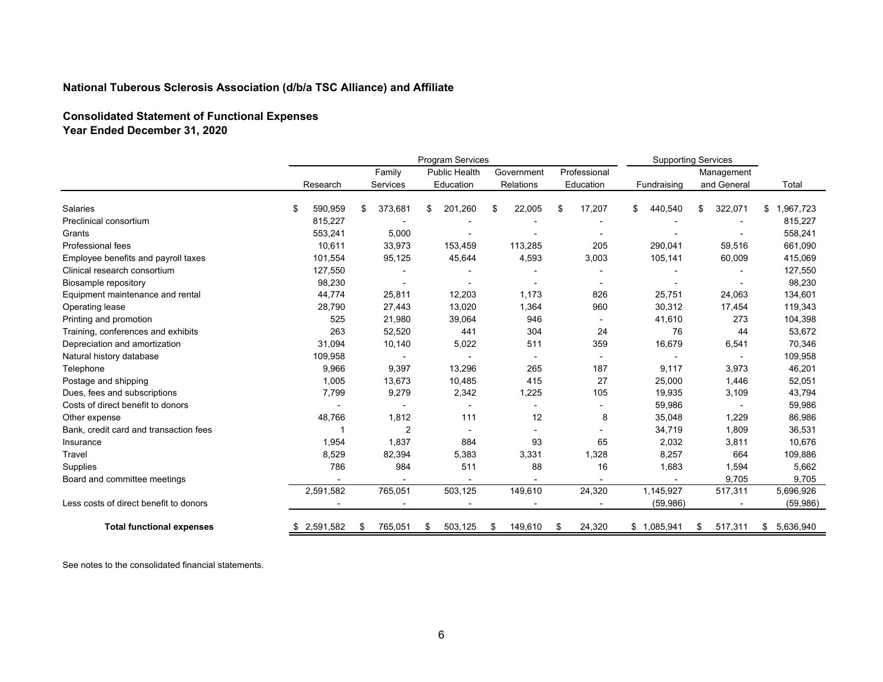**National Tuberous Sclerosis Association (d/b/a TSC Alliance) and Affiliate**

**Consolidated Statement of Functional Expenses**
**Year Ended December 31, 2020**

| | Program Services | | | | | Supporting Services | | |
|---|---|---|---|---|---|---|---|---|
| | Research | Family Services | Public Health Education | Government Relations | Professional Education | Fundraising | Management and General | Total |
| Salaries | $ 590,959 | $ 373,681 | $ 201,260 | $ 22,005 | $ 17,207 | $ 440,540 | $ 322,071 | $ 1,967,723 |
| Preclinical consortium | 815,227 | - | - | - | - | - | - | 815,227 |
| Grants | 553,241 | 5,000 | - | - | - | - | - | 558,241 |
| Professional fees | 10,611 | 33,973 | 153,459 | 113,285 | 205 | 290,041 | 59,516 | 661,090 |
| Employee benefits and payroll taxes | 101,554 | 95,125 | 45,644 | 4,593 | 3,003 | 105,141 | 60,009 | 415,069 |
| Clinical research consortium | 127,550 | - | - | - | - | - | - | 127,550 |
| Biosample repository | 98,230 | - | - | - | - | - | - | 98,230 |
| Equipment maintenance and rental | 44,774 | 25,811 | 12,203 | 1,173 | 826 | 25,751 | 24,063 | 134,601 |
| Operating lease | 28,790 | 27,443 | 13,020 | 1,364 | 960 | 30,312 | 17,454 | 119,343 |
| Printing and promotion | 525 | 21,980 | 39,064 | 946 | - | 41,610 | 273 | 104,398 |
| Training, conferences and exhibits | 263 | 52,520 | 441 | 304 | 24 | 76 | 44 | 53,672 |
| Depreciation and amortization | 31,094 | 10,140 | 5,022 | 511 | 359 | 16,679 | 6,541 | 70,346 |
| Natural history database | 109,958 | - | - | - | - | - | - | 109,958 |
| Telephone | 9,966 | 9,397 | 13,296 | 265 | 187 | 9,117 | 3,973 | 46,201 |
| Postage and shipping | 1,005 | 13,673 | 10,485 | 415 | 27 | 25,000 | 1,446 | 52,051 |
| Dues, fees and subscriptions | 7,799 | 9,279 | 2,342 | 1,225 | 105 | 19,935 | 3,109 | 43,794 |
| Costs of direct benefit to donors | - | - | - | - | - | 59,986 | - | 59,986 |
| Other expense | 48,766 | 1,812 | 111 | 12 | 8 | 35,048 | 1,229 | 86,986 |
| Bank, credit card and transaction fees | 1 | 2 | - | - | - | 34,719 | 1,809 | 36,531 |
| Insurance | 1,954 | 1,837 | 884 | 93 | 65 | 2,032 | 3,811 | 10,676 |
| Travel | 8,529 | 82,394 | 5,383 | 3,331 | 1,328 | 8,257 | 664 | 109,886 |
| Supplies | 786 | 984 | 511 | 88 | 16 | 1,683 | 1,594 | 5,662 |
| Board and committee meetings | - | - | - | - | - | - | 9,705 | 9,705 |
| | 2,591,582 | 765,051 | 503,125 | 149,610 | 24,320 | 1,145,927 | 517,311 | 5,696,926 |
| Less costs of direct benefit to donors | - | - | - | - | - | (59,986) | - | (59,986) |
| **Total functional expenses** | $ 2,591,582 | $ 765,051 | $ 503,125 | $ 149,610 | $ 24,320 | $ 1,085,941 | $ 517,311 | $ 5,636,940 |

See notes to the consolidated financial statements.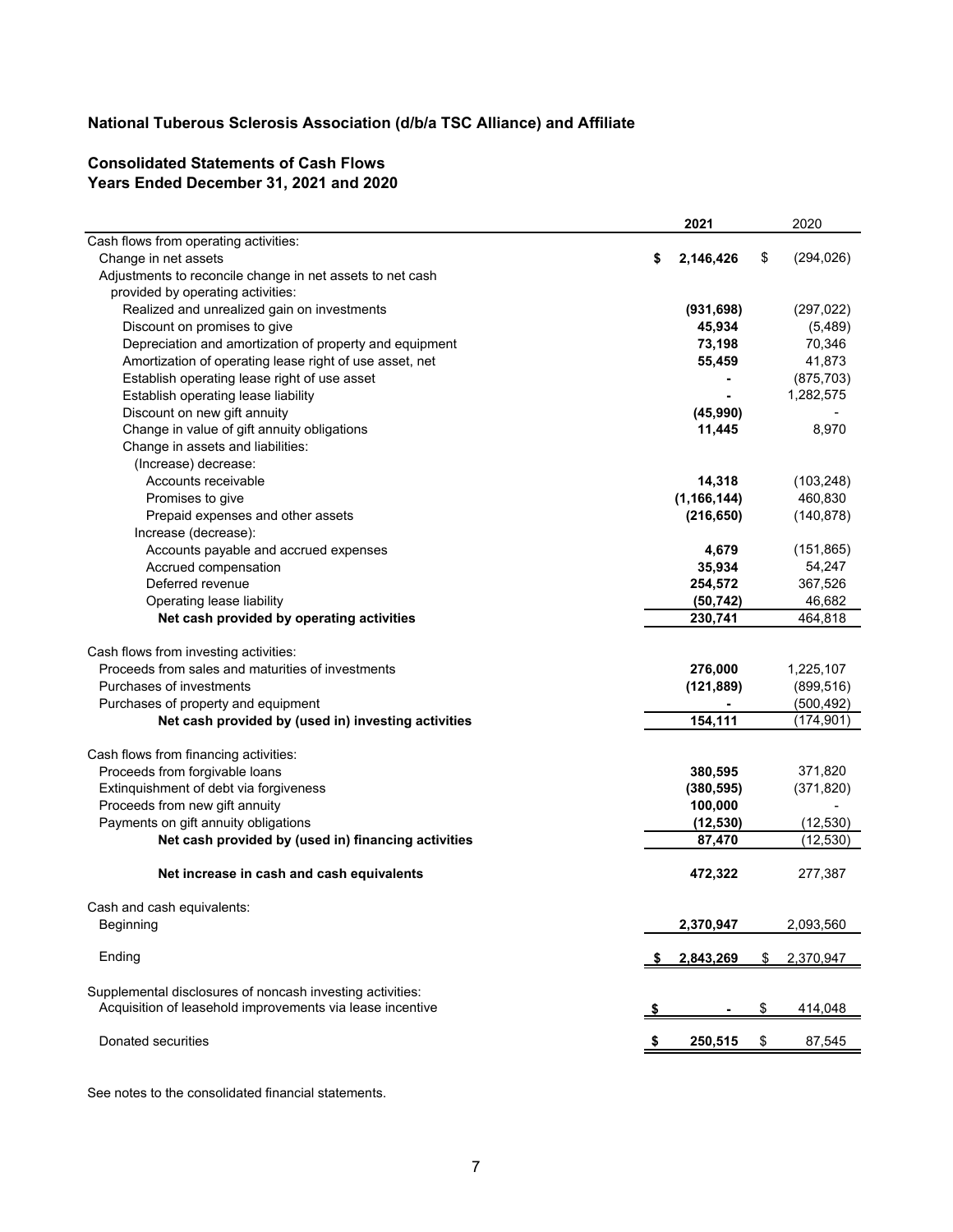## National Tuberous Sclerosis Association (d/b/a TSC Alliance) and Affiliate

### Consolidated Statements of Cash Flows
### Years Ended December 31, 2021 and 2020

| | **2021** | 2020 |
|---|---|---|
| Cash flows from operating activities: | | |
| Change in net assets | **$ 2,146,426** | $ (294,026) |
| Adjustments to reconcile change in net assets to net cash provided by operating activities: | | |
| Realized and unrealized gain on investments | **(931,698)** | (297,022) |
| Discount on promises to give | **45,934** | (5,489) |
| Depreciation and amortization of property and equipment | **73,198** | 70,346 |
| Amortization of operating lease right of use asset, net | **55,459** | 41,873 |
| Establish operating lease right of use asset | **-** | (875,703) |
| Establish operating lease liability | **-** | 1,282,575 |
| Discount on new gift annuity | **(45,990)** | - |
| Change in value of gift annuity obligations | **11,445** | 8,970 |
| Change in assets and liabilities: | | |
| (Increase) decrease: | | |
| Accounts receivable | **14,318** | (103,248) |
| Promises to give | **(1,166,144)** | 460,830 |
| Prepaid expenses and other assets | **(216,650)** | (140,878) |
| Increase (decrease): | | |
| Accounts payable and accrued expenses | **4,679** | (151,865) |
| Accrued compensation | **35,934** | 54,247 |
| Deferred revenue | **254,572** | 367,526 |
| Operating lease liability | **(50,742)** | 46,682 |
| **Net cash provided by operating activities** | **230,741** | 464,818 |
| | | |
| Cash flows from investing activities: | | |
| Proceeds from sales and maturities of investments | **276,000** | 1,225,107 |
| Purchases of investments | **(121,889)** | (899,516) |
| Purchases of property and equipment | **-** | (500,492) |
| **Net cash provided by (used in) investing activities** | **154,111** | (174,901) |
| | | |
| Cash flows from financing activities: | | |
| Proceeds from forgivable loans | **380,595** | 371,820 |
| Extinquishment of debt via forgiveness | **(380,595)** | (371,820) |
| Proceeds from new gift annuity | **100,000** | - |
| Payments on gift annuity obligations | **(12,530)** | (12,530) |
| **Net cash provided by (used in) financing activities** | **87,470** | (12,530) |
| | | |
| **Net increase in cash and cash equivalents** | **472,322** | 277,387 |
| | | |
| Cash and cash equivalents: | | |
| Beginning | **2,370,947** | 2,093,560 |
| | | |
| Ending | **$ 2,843,269** | $ 2,370,947 |
| | | |
| Supplemental disclosures of noncash investing activities: | | |
| Acquisition of leasehold improvements via lease incentive | **$ -** | $ 414,048 |
| | | |
| Donated securities | **$ 250,515** | $ 87,545 |

See notes to the consolidated financial statements.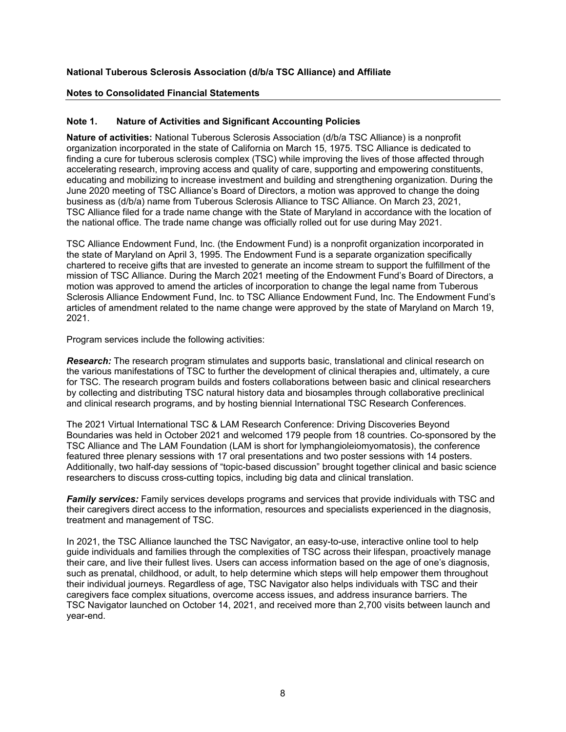**National Tuberous Sclerosis Association (d/b/a TSC Alliance) and Affiliate**

**Notes to Consolidated Financial Statements**

## Note 1. Nature of Activities and Significant Accounting Policies

**Nature of activities:** National Tuberous Sclerosis Association (d/b/a TSC Alliance) is a nonprofit organization incorporated in the state of California on March 15, 1975. TSC Alliance is dedicated to finding a cure for tuberous sclerosis complex (TSC) while improving the lives of those affected through accelerating research, improving access and quality of care, supporting and empowering constituents, educating and mobilizing to increase investment and building and strengthening organization. During the June 2020 meeting of TSC Alliance's Board of Directors, a motion was approved to change the doing business as (d/b/a) name from Tuberous Sclerosis Alliance to TSC Alliance. On March 23, 2021, TSC Alliance filed for a trade name change with the State of Maryland in accordance with the location of the national office. The trade name change was officially rolled out for use during May 2021.

TSC Alliance Endowment Fund, Inc. (the Endowment Fund) is a nonprofit organization incorporated in the state of Maryland on April 3, 1995. The Endowment Fund is a separate organization specifically chartered to receive gifts that are invested to generate an income stream to support the fulfillment of the mission of TSC Alliance. During the March 2021 meeting of the Endowment Fund's Board of Directors, a motion was approved to amend the articles of incorporation to change the legal name from Tuberous Sclerosis Alliance Endowment Fund, Inc. to TSC Alliance Endowment Fund, Inc. The Endowment Fund's articles of amendment related to the name change were approved by the state of Maryland on March 19, 2021.

Program services include the following activities:

***Research:*** The research program stimulates and supports basic, translational and clinical research on the various manifestations of TSC to further the development of clinical therapies and, ultimately, a cure for TSC. The research program builds and fosters collaborations between basic and clinical researchers by collecting and distributing TSC natural history data and biosamples through collaborative preclinical and clinical research programs, and by hosting biennial International TSC Research Conferences.

The 2021 Virtual International TSC & LAM Research Conference: Driving Discoveries Beyond Boundaries was held in October 2021 and welcomed 179 people from 18 countries. Co-sponsored by the TSC Alliance and The LAM Foundation (LAM is short for lymphangioleiomyomatosis), the conference featured three plenary sessions with 17 oral presentations and two poster sessions with 14 posters. Additionally, two half-day sessions of "topic-based discussion" brought together clinical and basic science researchers to discuss cross-cutting topics, including big data and clinical translation.

***Family services:*** Family services develops programs and services that provide individuals with TSC and their caregivers direct access to the information, resources and specialists experienced in the diagnosis, treatment and management of TSC.

In 2021, the TSC Alliance launched the TSC Navigator, an easy-to-use, interactive online tool to help guide individuals and families through the complexities of TSC across their lifespan, proactively manage their care, and live their fullest lives. Users can access information based on the age of one's diagnosis, such as prenatal, childhood, or adult, to help determine which steps will help empower them throughout their individual journeys. Regardless of age, TSC Navigator also helps individuals with TSC and their caregivers face complex situations, overcome access issues, and address insurance barriers. The TSC Navigator launched on October 14, 2021, and received more than 2,700 visits between launch and year-end.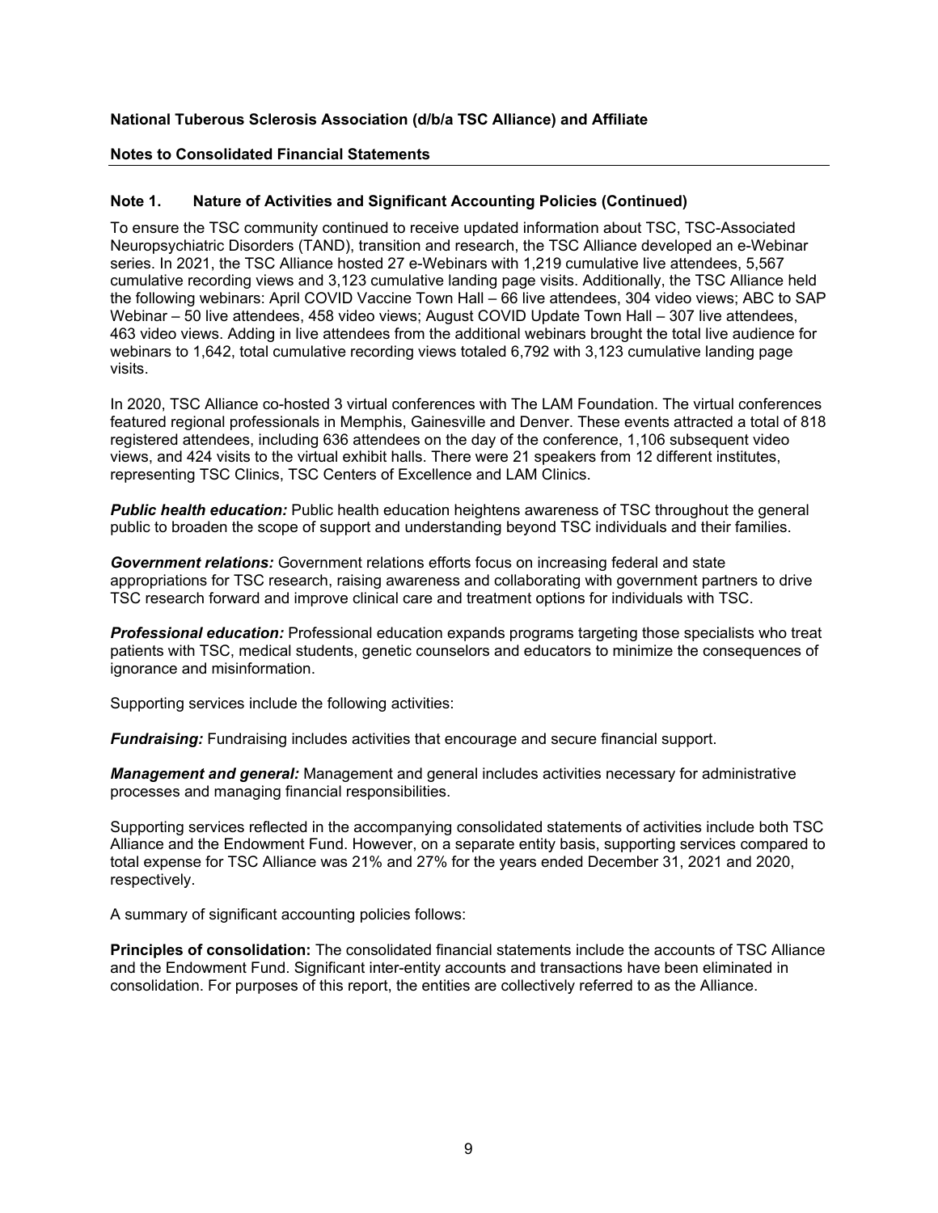**National Tuberous Sclerosis Association (d/b/a TSC Alliance) and Affiliate**

**Notes to Consolidated Financial Statements**

## Note 1. Nature of Activities and Significant Accounting Policies (Continued)

To ensure the TSC community continued to receive updated information about TSC, TSC-Associated Neuropsychiatric Disorders (TAND), transition and research, the TSC Alliance developed an e-Webinar series. In 2021, the TSC Alliance hosted 27 e-Webinars with 1,219 cumulative live attendees, 5,567 cumulative recording views and 3,123 cumulative landing page visits. Additionally, the TSC Alliance held the following webinars: April COVID Vaccine Town Hall – 66 live attendees, 304 video views; ABC to SAP Webinar – 50 live attendees, 458 video views; August COVID Update Town Hall – 307 live attendees, 463 video views. Adding in live attendees from the additional webinars brought the total live audience for webinars to 1,642, total cumulative recording views totaled 6,792 with 3,123 cumulative landing page visits.

In 2020, TSC Alliance co-hosted 3 virtual conferences with The LAM Foundation. The virtual conferences featured regional professionals in Memphis, Gainesville and Denver. These events attracted a total of 818 registered attendees, including 636 attendees on the day of the conference, 1,106 subsequent video views, and 424 visits to the virtual exhibit halls. There were 21 speakers from 12 different institutes, representing TSC Clinics, TSC Centers of Excellence and LAM Clinics.

***Public health education:*** Public health education heightens awareness of TSC throughout the general public to broaden the scope of support and understanding beyond TSC individuals and their families.

***Government relations:*** Government relations efforts focus on increasing federal and state appropriations for TSC research, raising awareness and collaborating with government partners to drive TSC research forward and improve clinical care and treatment options for individuals with TSC.

***Professional education:*** Professional education expands programs targeting those specialists who treat patients with TSC, medical students, genetic counselors and educators to minimize the consequences of ignorance and misinformation.

Supporting services include the following activities:

***Fundraising:*** Fundraising includes activities that encourage and secure financial support.

***Management and general:*** Management and general includes activities necessary for administrative processes and managing financial responsibilities.

Supporting services reflected in the accompanying consolidated statements of activities include both TSC Alliance and the Endowment Fund. However, on a separate entity basis, supporting services compared to total expense for TSC Alliance was 21% and 27% for the years ended December 31, 2021 and 2020, respectively.

A summary of significant accounting policies follows:

**Principles of consolidation:** The consolidated financial statements include the accounts of TSC Alliance and the Endowment Fund. Significant inter-entity accounts and transactions have been eliminated in consolidation. For purposes of this report, the entities are collectively referred to as the Alliance.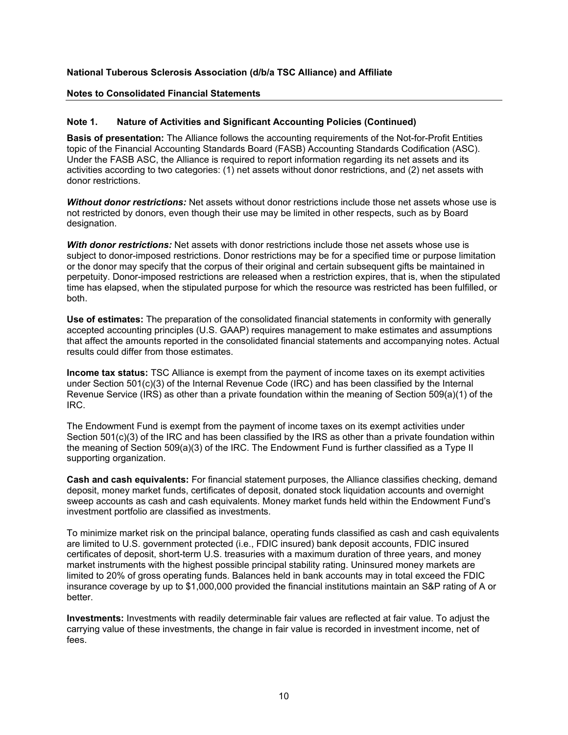**National Tuberous Sclerosis Association (d/b/a TSC Alliance) and Affiliate**

**Notes to Consolidated Financial Statements**

### Note 1. Nature of Activities and Significant Accounting Policies (Continued)

**Basis of presentation:** The Alliance follows the accounting requirements of the Not-for-Profit Entities topic of the Financial Accounting Standards Board (FASB) Accounting Standards Codification (ASC). Under the FASB ASC, the Alliance is required to report information regarding its net assets and its activities according to two categories: (1) net assets without donor restrictions, and (2) net assets with donor restrictions.

***Without donor restrictions:*** Net assets without donor restrictions include those net assets whose use is not restricted by donors, even though their use may be limited in other respects, such as by Board designation.

***With donor restrictions:*** Net assets with donor restrictions include those net assets whose use is subject to donor-imposed restrictions. Donor restrictions may be for a specified time or purpose limitation or the donor may specify that the corpus of their original and certain subsequent gifts be maintained in perpetuity. Donor-imposed restrictions are released when a restriction expires, that is, when the stipulated time has elapsed, when the stipulated purpose for which the resource was restricted has been fulfilled, or both.

**Use of estimates:** The preparation of the consolidated financial statements in conformity with generally accepted accounting principles (U.S. GAAP) requires management to make estimates and assumptions that affect the amounts reported in the consolidated financial statements and accompanying notes. Actual results could differ from those estimates.

**Income tax status:** TSC Alliance is exempt from the payment of income taxes on its exempt activities under Section 501(c)(3) of the Internal Revenue Code (IRC) and has been classified by the Internal Revenue Service (IRS) as other than a private foundation within the meaning of Section 509(a)(1) of the IRC.

The Endowment Fund is exempt from the payment of income taxes on its exempt activities under Section 501(c)(3) of the IRC and has been classified by the IRS as other than a private foundation within the meaning of Section 509(a)(3) of the IRC. The Endowment Fund is further classified as a Type II supporting organization.

**Cash and cash equivalents:** For financial statement purposes, the Alliance classifies checking, demand deposit, money market funds, certificates of deposit, donated stock liquidation accounts and overnight sweep accounts as cash and cash equivalents. Money market funds held within the Endowment Fund's investment portfolio are classified as investments.

To minimize market risk on the principal balance, operating funds classified as cash and cash equivalents are limited to U.S. government protected (i.e., FDIC insured) bank deposit accounts, FDIC insured certificates of deposit, short-term U.S. treasuries with a maximum duration of three years, and money market instruments with the highest possible principal stability rating. Uninsured money markets are limited to 20% of gross operating funds. Balances held in bank accounts may in total exceed the FDIC insurance coverage by up to $1,000,000 provided the financial institutions maintain an S&P rating of A or better.

**Investments:** Investments with readily determinable fair values are reflected at fair value. To adjust the carrying value of these investments, the change in fair value is recorded in investment income, net of fees.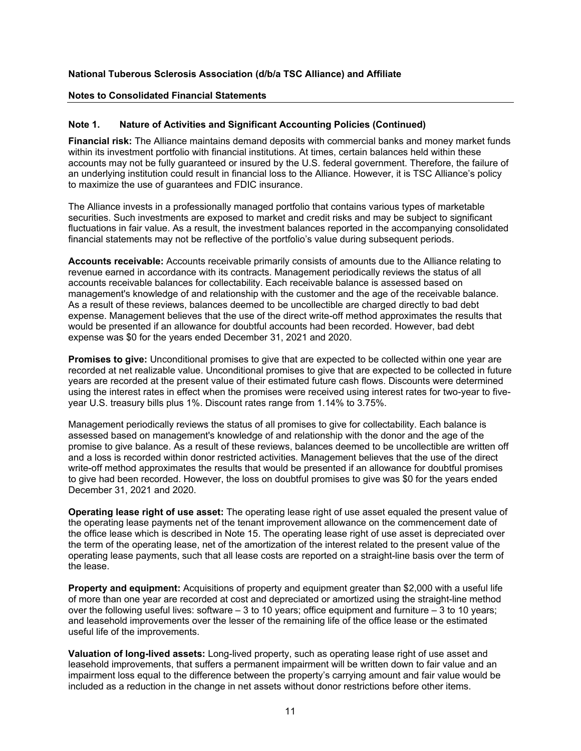**National Tuberous Sclerosis Association (d/b/a TSC Alliance) and Affiliate**

**Notes to Consolidated Financial Statements**

**Note 1. Nature of Activities and Significant Accounting Policies (Continued)**

**Financial risk:** The Alliance maintains demand deposits with commercial banks and money market funds within its investment portfolio with financial institutions. At times, certain balances held within these accounts may not be fully guaranteed or insured by the U.S. federal government. Therefore, the failure of an underlying institution could result in financial loss to the Alliance. However, it is TSC Alliance's policy to maximize the use of guarantees and FDIC insurance.

The Alliance invests in a professionally managed portfolio that contains various types of marketable securities. Such investments are exposed to market and credit risks and may be subject to significant fluctuations in fair value. As a result, the investment balances reported in the accompanying consolidated financial statements may not be reflective of the portfolio's value during subsequent periods.

**Accounts receivable:** Accounts receivable primarily consists of amounts due to the Alliance relating to revenue earned in accordance with its contracts. Management periodically reviews the status of all accounts receivable balances for collectability. Each receivable balance is assessed based on management's knowledge of and relationship with the customer and the age of the receivable balance. As a result of these reviews, balances deemed to be uncollectible are charged directly to bad debt expense. Management believes that the use of the direct write-off method approximates the results that would be presented if an allowance for doubtful accounts had been recorded. However, bad debt expense was $0 for the years ended December 31, 2021 and 2020.

**Promises to give:** Unconditional promises to give that are expected to be collected within one year are recorded at net realizable value. Unconditional promises to give that are expected to be collected in future years are recorded at the present value of their estimated future cash flows. Discounts were determined using the interest rates in effect when the promises were received using interest rates for two-year to five-year U.S. treasury bills plus 1%. Discount rates range from 1.14% to 3.75%.

Management periodically reviews the status of all promises to give for collectability. Each balance is assessed based on management's knowledge of and relationship with the donor and the age of the promise to give balance. As a result of these reviews, balances deemed to be uncollectible are written off and a loss is recorded within donor restricted activities. Management believes that the use of the direct write-off method approximates the results that would be presented if an allowance for doubtful promises to give had been recorded. However, the loss on doubtful promises to give was $0 for the years ended December 31, 2021 and 2020.

**Operating lease right of use asset:** The operating lease right of use asset equaled the present value of the operating lease payments net of the tenant improvement allowance on the commencement date of the office lease which is described in Note 15. The operating lease right of use asset is depreciated over the term of the operating lease, net of the amortization of the interest related to the present value of the operating lease payments, such that all lease costs are reported on a straight-line basis over the term of the lease.

**Property and equipment:** Acquisitions of property and equipment greater than $2,000 with a useful life of more than one year are recorded at cost and depreciated or amortized using the straight-line method over the following useful lives: software – 3 to 10 years; office equipment and furniture – 3 to 10 years; and leasehold improvements over the lesser of the remaining life of the office lease or the estimated useful life of the improvements.

**Valuation of long-lived assets:** Long-lived property, such as operating lease right of use asset and leasehold improvements, that suffers a permanent impairment will be written down to fair value and an impairment loss equal to the difference between the property's carrying amount and fair value would be included as a reduction in the change in net assets without donor restrictions before other items.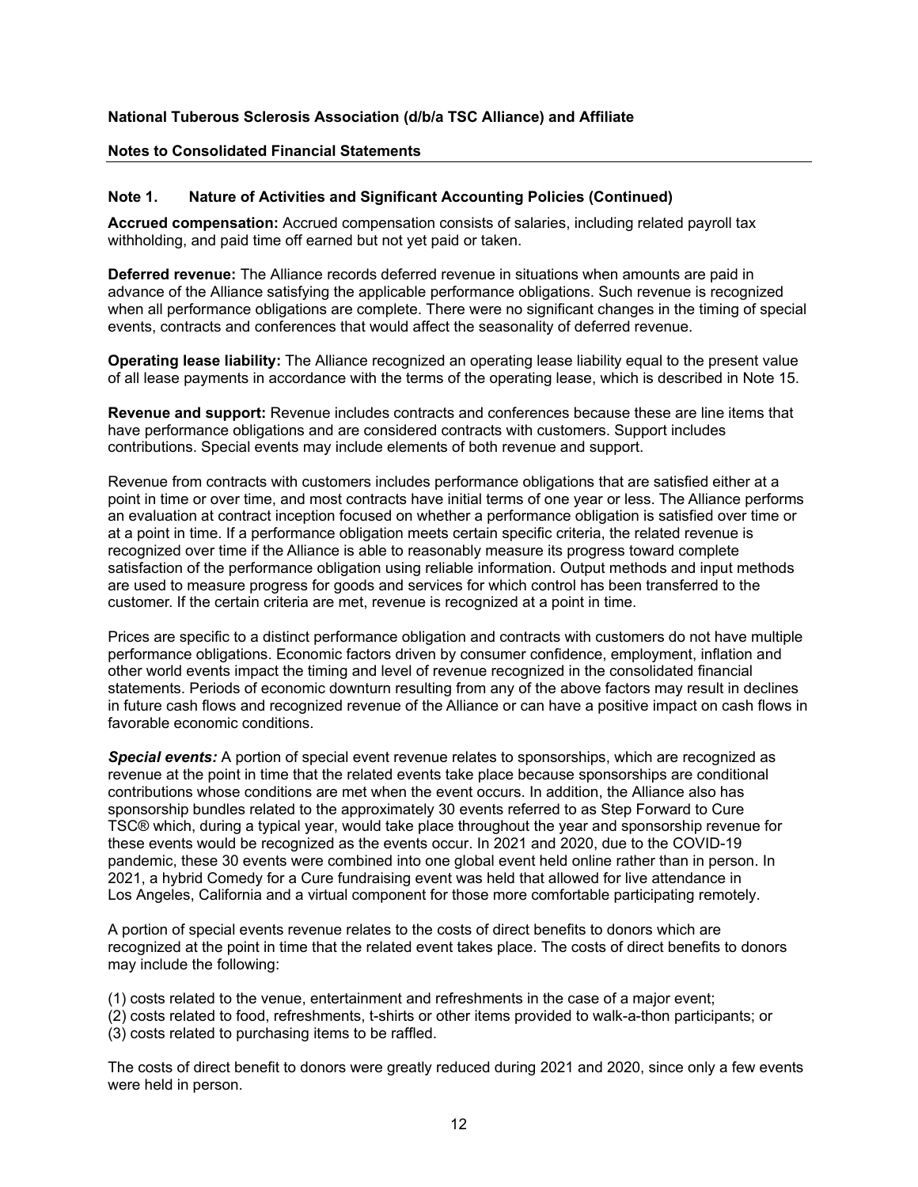**National Tuberous Sclerosis Association (d/b/a TSC Alliance) and Affiliate**

**Notes to Consolidated Financial Statements**

## Note 1. Nature of Activities and Significant Accounting Policies (Continued)

**Accrued compensation:** Accrued compensation consists of salaries, including related payroll tax withholding, and paid time off earned but not yet paid or taken.

**Deferred revenue:** The Alliance records deferred revenue in situations when amounts are paid in advance of the Alliance satisfying the applicable performance obligations. Such revenue is recognized when all performance obligations are complete. There were no significant changes in the timing of special events, contracts and conferences that would affect the seasonality of deferred revenue.

**Operating lease liability:** The Alliance recognized an operating lease liability equal to the present value of all lease payments in accordance with the terms of the operating lease, which is described in Note 15.

**Revenue and support:** Revenue includes contracts and conferences because these are line items that have performance obligations and are considered contracts with customers. Support includes contributions. Special events may include elements of both revenue and support.

Revenue from contracts with customers includes performance obligations that are satisfied either at a point in time or over time, and most contracts have initial terms of one year or less. The Alliance performs an evaluation at contract inception focused on whether a performance obligation is satisfied over time or at a point in time. If a performance obligation meets certain specific criteria, the related revenue is recognized over time if the Alliance is able to reasonably measure its progress toward complete satisfaction of the performance obligation using reliable information. Output methods and input methods are used to measure progress for goods and services for which control has been transferred to the customer. If the certain criteria are met, revenue is recognized at a point in time.

Prices are specific to a distinct performance obligation and contracts with customers do not have multiple performance obligations. Economic factors driven by consumer confidence, employment, inflation and other world events impact the timing and level of revenue recognized in the consolidated financial statements. Periods of economic downturn resulting from any of the above factors may result in declines in future cash flows and recognized revenue of the Alliance or can have a positive impact on cash flows in favorable economic conditions.

***Special events:*** A portion of special event revenue relates to sponsorships, which are recognized as revenue at the point in time that the related events take place because sponsorships are conditional contributions whose conditions are met when the event occurs. In addition, the Alliance also has sponsorship bundles related to the approximately 30 events referred to as Step Forward to Cure TSC® which, during a typical year, would take place throughout the year and sponsorship revenue for these events would be recognized as the events occur. In 2021 and 2020, due to the COVID-19 pandemic, these 30 events were combined into one global event held online rather than in person. In 2021, a hybrid Comedy for a Cure fundraising event was held that allowed for live attendance in Los Angeles, California and a virtual component for those more comfortable participating remotely.

A portion of special events revenue relates to the costs of direct benefits to donors which are recognized at the point in time that the related event takes place. The costs of direct benefits to donors may include the following:

(1) costs related to the venue, entertainment and refreshments in the case of a major event;
(2) costs related to food, refreshments, t-shirts or other items provided to walk-a-thon participants; or
(3) costs related to purchasing items to be raffled.

The costs of direct benefit to donors were greatly reduced during 2021 and 2020, since only a few events were held in person.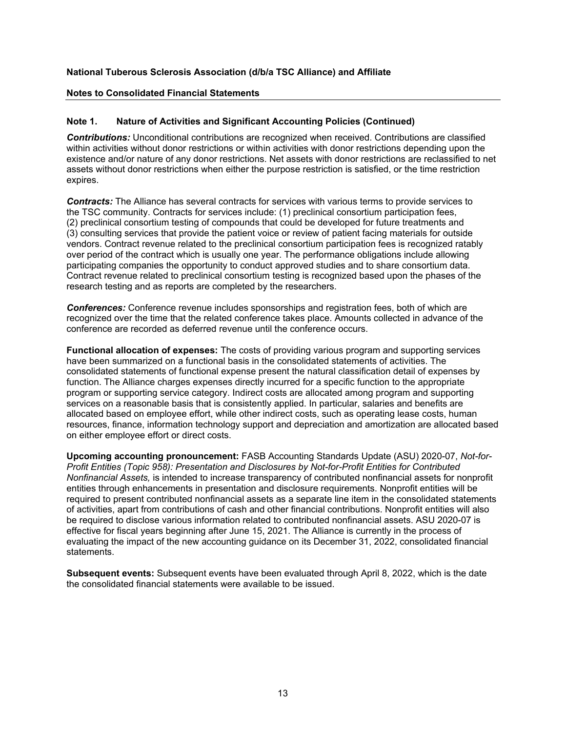## Note 1. Nature of Activities and Significant Accounting Policies (Continued)

***Contributions:*** Unconditional contributions are recognized when received. Contributions are classified within activities without donor restrictions or within activities with donor restrictions depending upon the existence and/or nature of any donor restrictions. Net assets with donor restrictions are reclassified to net assets without donor restrictions when either the purpose restriction is satisfied, or the time restriction expires.

***Contracts:*** The Alliance has several contracts for services with various terms to provide services to the TSC community. Contracts for services include: (1) preclinical consortium participation fees, (2) preclinical consortium testing of compounds that could be developed for future treatments and (3) consulting services that provide the patient voice or review of patient facing materials for outside vendors. Contract revenue related to the preclinical consortium participation fees is recognized ratably over period of the contract which is usually one year. The performance obligations include allowing participating companies the opportunity to conduct approved studies and to share consortium data. Contract revenue related to preclinical consortium testing is recognized based upon the phases of the research testing and as reports are completed by the researchers.

***Conferences:*** Conference revenue includes sponsorships and registration fees, both of which are recognized over the time that the related conference takes place. Amounts collected in advance of the conference are recorded as deferred revenue until the conference occurs.

**Functional allocation of expenses:** The costs of providing various program and supporting services have been summarized on a functional basis in the consolidated statements of activities. The consolidated statements of functional expense present the natural classification detail of expenses by function. The Alliance charges expenses directly incurred for a specific function to the appropriate program or supporting service category. Indirect costs are allocated among program and supporting services on a reasonable basis that is consistently applied. In particular, salaries and benefits are allocated based on employee effort, while other indirect costs, such as operating lease costs, human resources, finance, information technology support and depreciation and amortization are allocated based on either employee effort or direct costs.

**Upcoming accounting pronouncement:** FASB Accounting Standards Update (ASU) 2020-07, *Not-for-Profit Entities (Topic 958): Presentation and Disclosures by Not-for-Profit Entities for Contributed Nonfinancial Assets,* is intended to increase transparency of contributed nonfinancial assets for nonprofit entities through enhancements in presentation and disclosure requirements. Nonprofit entities will be required to present contributed nonfinancial assets as a separate line item in the consolidated statements of activities, apart from contributions of cash and other financial contributions. Nonprofit entities will also be required to disclose various information related to contributed nonfinancial assets. ASU 2020-07 is effective for fiscal years beginning after June 15, 2021. The Alliance is currently in the process of evaluating the impact of the new accounting guidance on its December 31, 2022, consolidated financial statements.

**Subsequent events:** Subsequent events have been evaluated through April 8, 2022, which is the date the consolidated financial statements were available to be issued.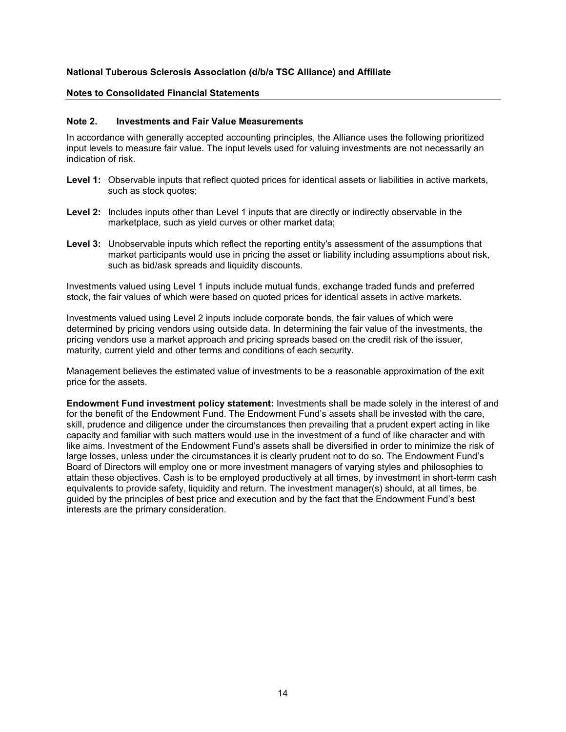## Note 2. Investments and Fair Value Measurements

In accordance with generally accepted accounting principles, the Alliance uses the following prioritized input levels to measure fair value. The input levels used for valuing investments are not necessarily an indication of risk.

**Level 1:** Observable inputs that reflect quoted prices for identical assets or liabilities in active markets, such as stock quotes;

**Level 2:** Includes inputs other than Level 1 inputs that are directly or indirectly observable in the marketplace, such as yield curves or other market data;

**Level 3:** Unobservable inputs which reflect the reporting entity's assessment of the assumptions that market participants would use in pricing the asset or liability including assumptions about risk, such as bid/ask spreads and liquidity discounts.

Investments valued using Level 1 inputs include mutual funds, exchange traded funds and preferred stock, the fair values of which were based on quoted prices for identical assets in active markets.

Investments valued using Level 2 inputs include corporate bonds, the fair values of which were determined by pricing vendors using outside data. In determining the fair value of the investments, the pricing vendors use a market approach and pricing spreads based on the credit risk of the issuer, maturity, current yield and other terms and conditions of each security.

Management believes the estimated value of investments to be a reasonable approximation of the exit price for the assets.

**Endowment Fund investment policy statement:** Investments shall be made solely in the interest of and for the benefit of the Endowment Fund. The Endowment Fund's assets shall be invested with the care, skill, prudence and diligence under the circumstances then prevailing that a prudent expert acting in like capacity and familiar with such matters would use in the investment of a fund of like character and with like aims. Investment of the Endowment Fund's assets shall be diversified in order to minimize the risk of large losses, unless under the circumstances it is clearly prudent not to do so. The Endowment Fund's Board of Directors will employ one or more investment managers of varying styles and philosophies to attain these objectives. Cash is to be employed productively at all times, by investment in short-term cash equivalents to provide safety, liquidity and return. The investment manager(s) should, at all times, be guided by the principles of best price and execution and by the fact that the Endowment Fund's best interests are the primary consideration.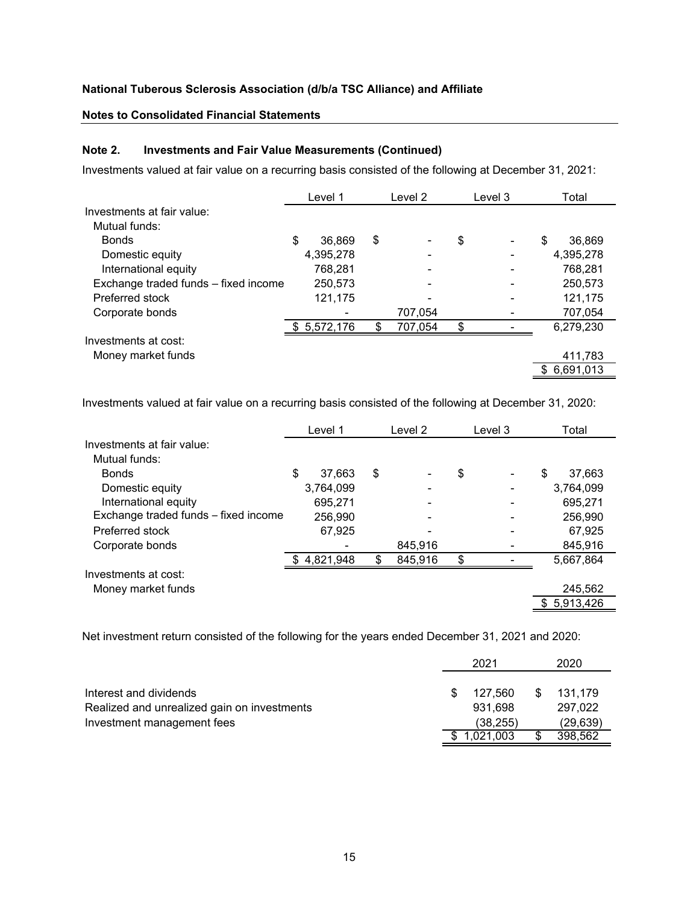**National Tuberous Sclerosis Association (d/b/a TSC Alliance) and Affiliate**

**Notes to Consolidated Financial Statements**

### Note 2. Investments and Fair Value Measurements (Continued)

Investments valued at fair value on a recurring basis consisted of the following at December 31, 2021:

| | Level 1 | Level 2 | Level 3 | Total |
|---|---|---|---|---|
| Investments at fair value: | | | | |
| Mutual funds: | | | | |
| Bonds | $ 36,869 | $ - | $ - | $ 36,869 |
| Domestic equity | 4,395,278 | - | - | 4,395,278 |
| International equity | 768,281 | - | - | 768,281 |
| Exchange traded funds – fixed income | 250,573 | - | - | 250,573 |
| Preferred stock | 121,175 | - | - | 121,175 |
| Corporate bonds | - | 707,054 | - | 707,054 |
| | $ 5,572,176 | $ 707,054 | $ - | 6,279,230 |
| Investments at cost: | | | | |
| Money market funds | | | | 411,783 |
| | | | | $ 6,691,013 |

Investments valued at fair value on a recurring basis consisted of the following at December 31, 2020:

| | Level 1 | Level 2 | Level 3 | Total |
|---|---|---|---|---|
| Investments at fair value: | | | | |
| Mutual funds: | | | | |
| Bonds | $ 37,663 | $ - | $ - | $ 37,663 |
| Domestic equity | 3,764,099 | - | - | 3,764,099 |
| International equity | 695,271 | - | - | 695,271 |
| Exchange traded funds – fixed income | 256,990 | - | - | 256,990 |
| Preferred stock | 67,925 | - | - | 67,925 |
| Corporate bonds | - | 845,916 | - | 845,916 |
| | $ 4,821,948 | $ 845,916 | $ - | 5,667,864 |
| Investments at cost: | | | | |
| Money market funds | | | | 245,562 |
| | | | | $ 5,913,426 |

Net investment return consisted of the following for the years ended December 31, 2021 and 2020:

| | 2021 | 2020 |
|---|---|---|
| Interest and dividends | $ 127,560 | $ 131,179 |
| Realized and unrealized gain on investments | 931,698 | 297,022 |
| Investment management fees | (38,255) | (29,639) |
| | $ 1,021,003 | $ 398,562 |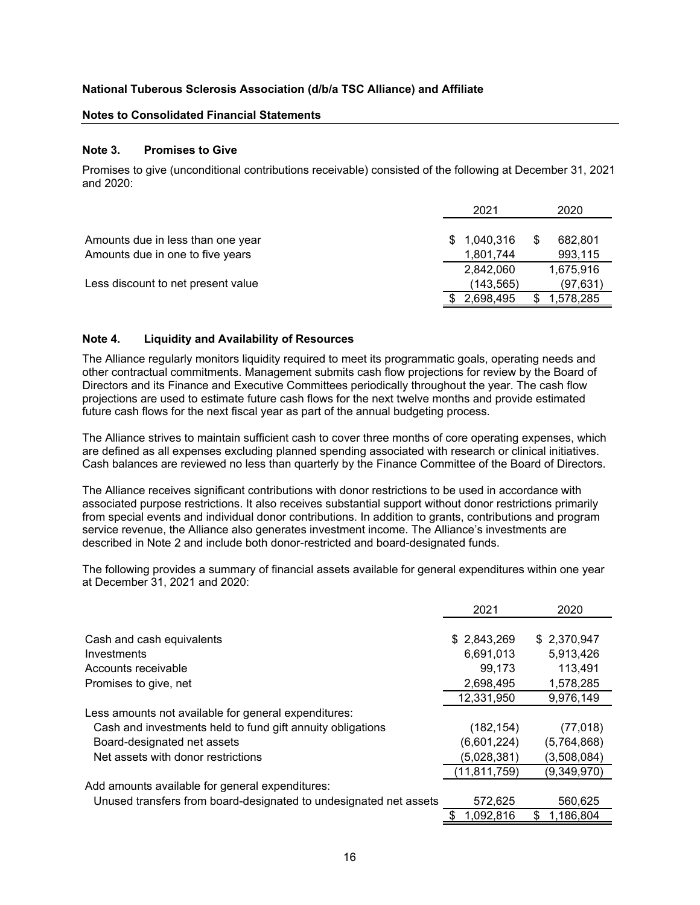**National Tuberous Sclerosis Association (d/b/a TSC Alliance) and Affiliate**

**Notes to Consolidated Financial Statements**

### Note 3. Promises to Give

Promises to give (unconditional contributions receivable) consisted of the following at December 31, 2021 and 2020:

| | 2021 | 2020 |
|---|---|---|
| Amounts due in less than one year | $ 1,040,316 | $ 682,801 |
| Amounts due in one to five years | 1,801,744 | 993,115 |
| | 2,842,060 | 1,675,916 |
| Less discount to net present value | (143,565) | (97,631) |
| | $ 2,698,495 | $ 1,578,285 |

### Note 4. Liquidity and Availability of Resources

The Alliance regularly monitors liquidity required to meet its programmatic goals, operating needs and other contractual commitments. Management submits cash flow projections for review by the Board of Directors and its Finance and Executive Committees periodically throughout the year. The cash flow projections are used to estimate future cash flows for the next twelve months and provide estimated future cash flows for the next fiscal year as part of the annual budgeting process.

The Alliance strives to maintain sufficient cash to cover three months of core operating expenses, which are defined as all expenses excluding planned spending associated with research or clinical initiatives. Cash balances are reviewed no less than quarterly by the Finance Committee of the Board of Directors.

The Alliance receives significant contributions with donor restrictions to be used in accordance with associated purpose restrictions. It also receives substantial support without donor restrictions primarily from special events and individual donor contributions. In addition to grants, contributions and program service revenue, the Alliance also generates investment income. The Alliance's investments are described in Note 2 and include both donor-restricted and board-designated funds.

The following provides a summary of financial assets available for general expenditures within one year at December 31, 2021 and 2020:

| | 2021 | 2020 |
|---|---|---|
| Cash and cash equivalents | $ 2,843,269 | $ 2,370,947 |
| Investments | 6,691,013 | 5,913,426 |
| Accounts receivable | 99,173 | 113,491 |
| Promises to give, net | 2,698,495 | 1,578,285 |
| | 12,331,950 | 9,976,149 |
| Less amounts not available for general expenditures: | | |
| Cash and investments held to fund gift annuity obligations | (182,154) | (77,018) |
| Board-designated net assets | (6,601,224) | (5,764,868) |
| Net assets with donor restrictions | (5,028,381) | (3,508,084) |
| | (11,811,759) | (9,349,970) |
| Add amounts available for general expenditures: | | |
| Unused transfers from board-designated to undesignated net assets | 572,625 | 560,625 |
| | $ 1,092,816 | $ 1,186,804 |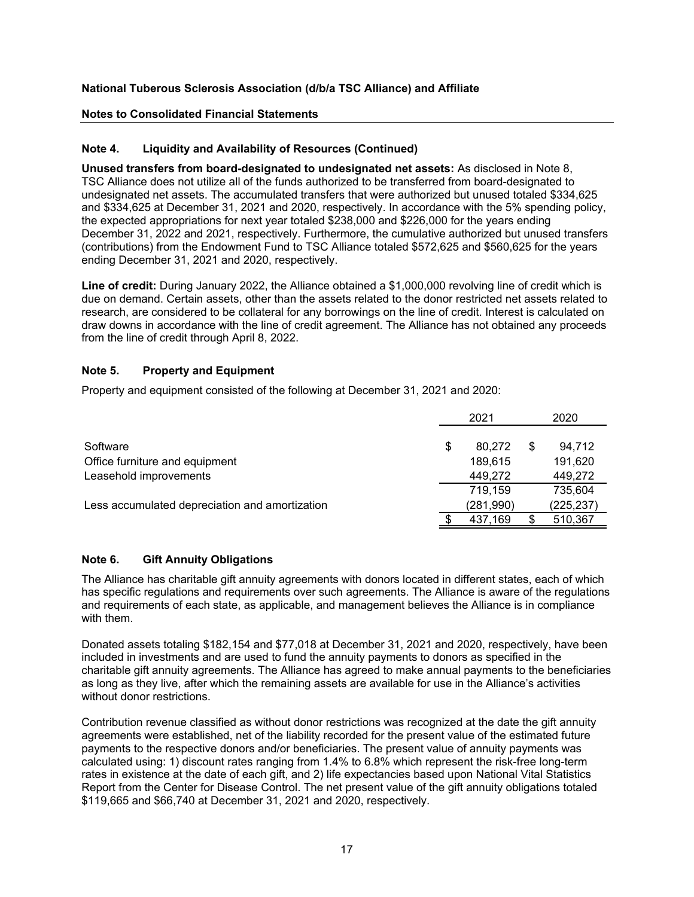## Note 4. Liquidity and Availability of Resources (Continued)

**Unused transfers from board-designated to undesignated net assets:** As disclosed in Note 8, TSC Alliance does not utilize all of the funds authorized to be transferred from board-designated to undesignated net assets. The accumulated transfers that were authorized but unused totaled $334,625 and $334,625 at December 31, 2021 and 2020, respectively. In accordance with the 5% spending policy, the expected appropriations for next year totaled $238,000 and $226,000 for the years ending December 31, 2022 and 2021, respectively. Furthermore, the cumulative authorized but unused transfers (contributions) from the Endowment Fund to TSC Alliance totaled $572,625 and $560,625 for the years ending December 31, 2021 and 2020, respectively.

**Line of credit:** During January 2022, the Alliance obtained a $1,000,000 revolving line of credit which is due on demand. Certain assets, other than the assets related to the donor restricted net assets related to research, are considered to be collateral for any borrowings on the line of credit. Interest is calculated on draw downs in accordance with the line of credit agreement. The Alliance has not obtained any proceeds from the line of credit through April 8, 2022.

## Note 5. Property and Equipment

Property and equipment consisted of the following at December 31, 2021 and 2020:

| | 2021 | 2020 |
|---|---|---|
| Software | $ 80,272 | $ 94,712 |
| Office furniture and equipment | 189,615 | 191,620 |
| Leasehold improvements | 449,272 | 449,272 |
| | 719,159 | 735,604 |
| Less accumulated depreciation and amortization | (281,990) | (225,237) |
| | $ 437,169 | $ 510,367 |

## Note 6. Gift Annuity Obligations

The Alliance has charitable gift annuity agreements with donors located in different states, each of which has specific regulations and requirements over such agreements. The Alliance is aware of the regulations and requirements of each state, as applicable, and management believes the Alliance is in compliance with them.

Donated assets totaling $182,154 and $77,018 at December 31, 2021 and 2020, respectively, have been included in investments and are used to fund the annuity payments to donors as specified in the charitable gift annuity agreements. The Alliance has agreed to make annual payments to the beneficiaries as long as they live, after which the remaining assets are available for use in the Alliance's activities without donor restrictions.

Contribution revenue classified as without donor restrictions was recognized at the date the gift annuity agreements were established, net of the liability recorded for the present value of the estimated future payments to the respective donors and/or beneficiaries. The present value of annuity payments was calculated using: 1) discount rates ranging from 1.4% to 6.8% which represent the risk-free long-term rates in existence at the date of each gift, and 2) life expectancies based upon National Vital Statistics Report from the Center for Disease Control. The net present value of the gift annuity obligations totaled $119,665 and $66,740 at December 31, 2021 and 2020, respectively.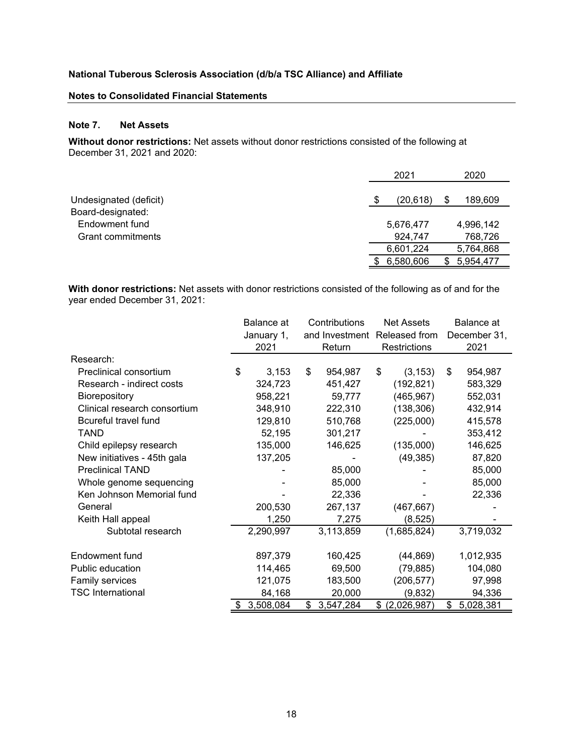**National Tuberous Sclerosis Association (d/b/a TSC Alliance) and Affiliate**

**Notes to Consolidated Financial Statements**

## Note 7. Net Assets

**Without donor restrictions:** Net assets without donor restrictions consisted of the following at December 31, 2021 and 2020:

| | 2021 | 2020 |
|---|---|---|
| Undesignated (deficit) | $ (20,618) | $ 189,609 |
| Board-designated: | | |
| Endowment fund | 5,676,477 | 4,996,142 |
| Grant commitments | 924,747 | 768,726 |
| | 6,601,224 | 5,764,868 |
| | $ 6,580,606 | $ 5,954,477 |

**With donor restrictions:** Net assets with donor restrictions consisted of the following as of and for the year ended December 31, 2021:

| | Balance at January 1, 2021 | Contributions and Investment Return | Net Assets Released from Restrictions | Balance at December 31, 2021 |
|---|---|---|---|---|
| Research: | | | | |
| Preclinical consortium | $ 3,153 | $ 954,987 | $ (3,153) | $ 954,987 |
| Research - indirect costs | 324,723 | 451,427 | (192,821) | 583,329 |
| Biorepository | 958,221 | 59,777 | (465,967) | 552,031 |
| Clinical research consortium | 348,910 | 222,310 | (138,306) | 432,914 |
| Bcureful travel fund | 129,810 | 510,768 | (225,000) | 415,578 |
| TAND | 52,195 | 301,217 | - | 353,412 |
| Child epilepsy research | 135,000 | 146,625 | (135,000) | 146,625 |
| New initiatives - 45th gala | 137,205 | - | (49,385) | 87,820 |
| Preclinical TAND | - | 85,000 | - | 85,000 |
| Whole genome sequencing | - | 85,000 | - | 85,000 |
| Ken Johnson Memorial fund | - | 22,336 | - | 22,336 |
| General | 200,530 | 267,137 | (467,667) | - |
| Keith Hall appeal | 1,250 | 7,275 | (8,525) | - |
| Subtotal research | 2,290,997 | 3,113,859 | (1,685,824) | 3,719,032 |
| Endowment fund | 897,379 | 160,425 | (44,869) | 1,012,935 |
| Public education | 114,465 | 69,500 | (79,885) | 104,080 |
| Family services | 121,075 | 183,500 | (206,577) | 97,998 |
| TSC International | 84,168 | 20,000 | (9,832) | 94,336 |
| | $ 3,508,084 | $ 3,547,284 | $ (2,026,987) | $ 5,028,381 |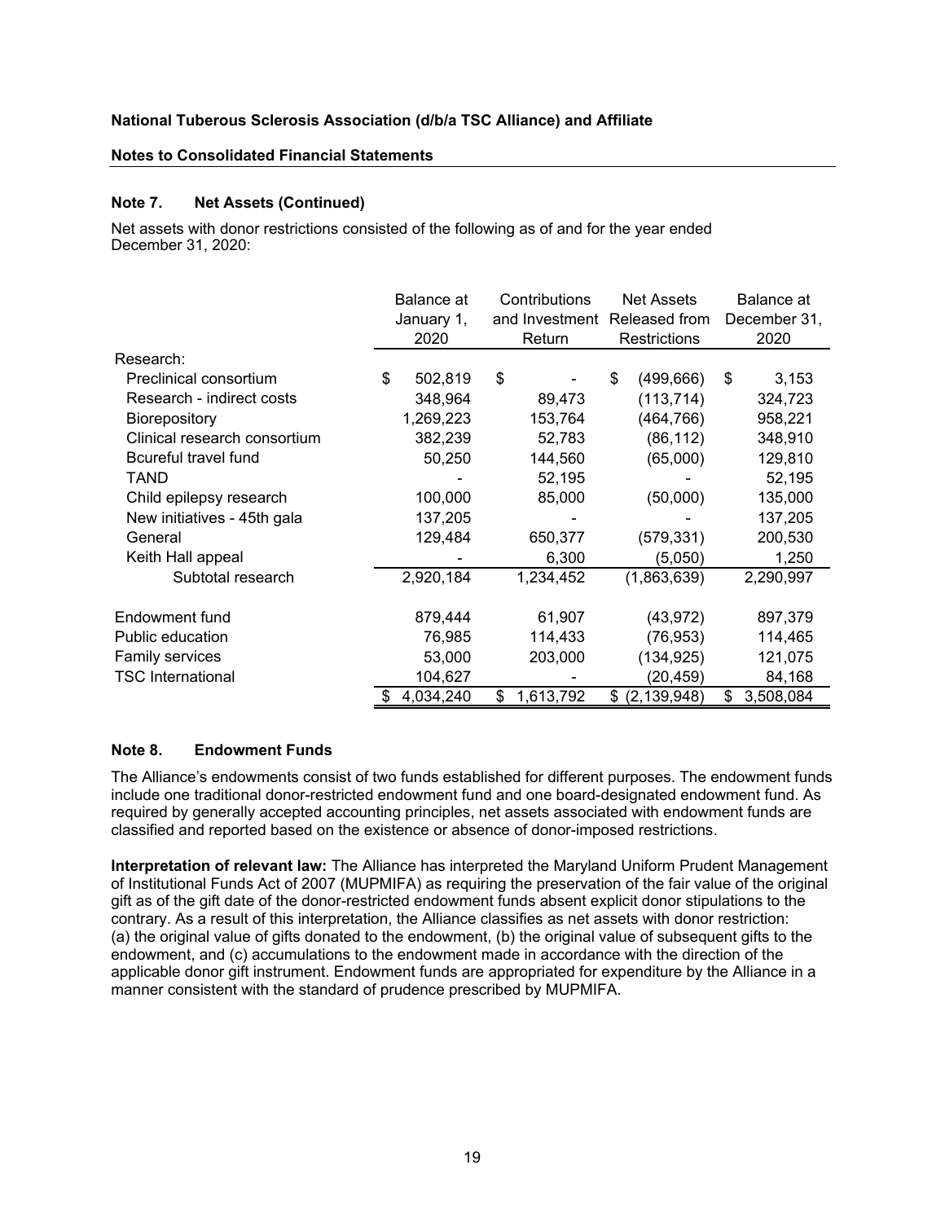**National Tuberous Sclerosis Association (d/b/a TSC Alliance) and Affiliate**

**Notes to Consolidated Financial Statements**

### Note 7. Net Assets (Continued)

Net assets with donor restrictions consisted of the following as of and for the year ended December 31, 2020:

| | Balance at January 1, 2020 | Contributions and Investment Return | Net Assets Released from Restrictions | Balance at December 31, 2020 |
|---|---|---|---|---|
| Research: | | | | |
| Preclinical consortium | $ 502,819 | $ - | $ (499,666) | $ 3,153 |
| Research - indirect costs | 348,964 | 89,473 | (113,714) | 324,723 |
| Biorepository | 1,269,223 | 153,764 | (464,766) | 958,221 |
| Clinical research consortium | 382,239 | 52,783 | (86,112) | 348,910 |
| Bcureful travel fund | 50,250 | 144,560 | (65,000) | 129,810 |
| TAND | - | 52,195 | - | 52,195 |
| Child epilepsy research | 100,000 | 85,000 | (50,000) | 135,000 |
| New initiatives - 45th gala | 137,205 | - | - | 137,205 |
| General | 129,484 | 650,377 | (579,331) | 200,530 |
| Keith Hall appeal | - | 6,300 | (5,050) | 1,250 |
| Subtotal research | 2,920,184 | 1,234,452 | (1,863,639) | 2,290,997 |
| Endowment fund | 879,444 | 61,907 | (43,972) | 897,379 |
| Public education | 76,985 | 114,433 | (76,953) | 114,465 |
| Family services | 53,000 | 203,000 | (134,925) | 121,075 |
| TSC International | 104,627 | - | (20,459) | 84,168 |
| | $ 4,034,240 | $ 1,613,792 | $ (2,139,948) | $ 3,508,084 |

### Note 8. Endowment Funds

The Alliance's endowments consist of two funds established for different purposes. The endowment funds include one traditional donor-restricted endowment fund and one board-designated endowment fund. As required by generally accepted accounting principles, net assets associated with endowment funds are classified and reported based on the existence or absence of donor-imposed restrictions.

**Interpretation of relevant law:** The Alliance has interpreted the Maryland Uniform Prudent Management of Institutional Funds Act of 2007 (MUPMIFA) as requiring the preservation of the fair value of the original gift as of the gift date of the donor-restricted endowment funds absent explicit donor stipulations to the contrary. As a result of this interpretation, the Alliance classifies as net assets with donor restriction: (a) the original value of gifts donated to the endowment, (b) the original value of subsequent gifts to the endowment, and (c) accumulations to the endowment made in accordance with the direction of the applicable donor gift instrument. Endowment funds are appropriated for expenditure by the Alliance in a manner consistent with the standard of prudence prescribed by MUPMIFA.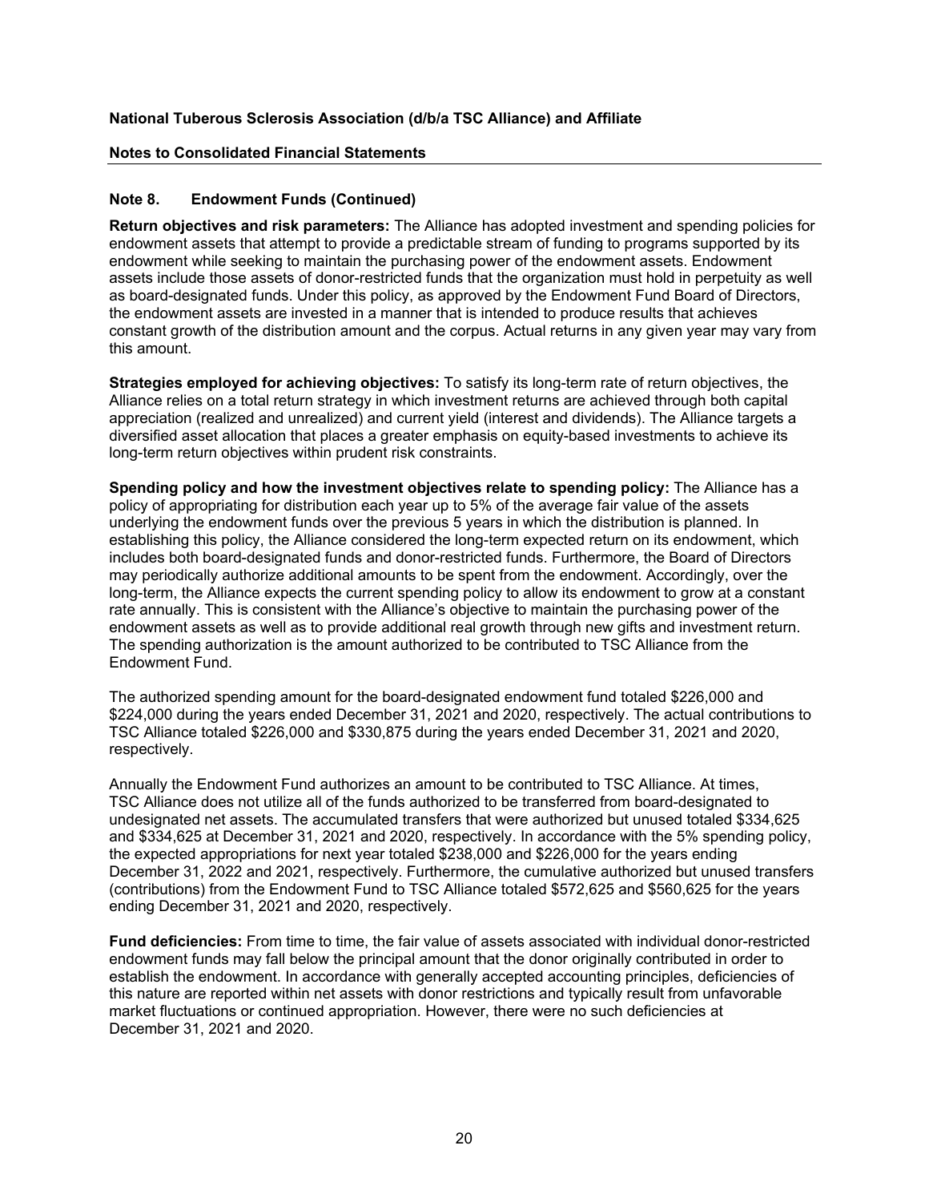**Note 8. Endowment Funds (Continued)**

**Return objectives and risk parameters:** The Alliance has adopted investment and spending policies for endowment assets that attempt to provide a predictable stream of funding to programs supported by its endowment while seeking to maintain the purchasing power of the endowment assets. Endowment assets include those assets of donor-restricted funds that the organization must hold in perpetuity as well as board-designated funds. Under this policy, as approved by the Endowment Fund Board of Directors, the endowment assets are invested in a manner that is intended to produce results that achieves constant growth of the distribution amount and the corpus. Actual returns in any given year may vary from this amount.

**Strategies employed for achieving objectives:** To satisfy its long-term rate of return objectives, the Alliance relies on a total return strategy in which investment returns are achieved through both capital appreciation (realized and unrealized) and current yield (interest and dividends). The Alliance targets a diversified asset allocation that places a greater emphasis on equity-based investments to achieve its long-term return objectives within prudent risk constraints.

**Spending policy and how the investment objectives relate to spending policy:** The Alliance has a policy of appropriating for distribution each year up to 5% of the average fair value of the assets underlying the endowment funds over the previous 5 years in which the distribution is planned. In establishing this policy, the Alliance considered the long-term expected return on its endowment, which includes both board-designated funds and donor-restricted funds. Furthermore, the Board of Directors may periodically authorize additional amounts to be spent from the endowment. Accordingly, over the long-term, the Alliance expects the current spending policy to allow its endowment to grow at a constant rate annually. This is consistent with the Alliance's objective to maintain the purchasing power of the endowment assets as well as to provide additional real growth through new gifts and investment return. The spending authorization is the amount authorized to be contributed to TSC Alliance from the Endowment Fund.

The authorized spending amount for the board-designated endowment fund totaled $226,000 and $224,000 during the years ended December 31, 2021 and 2020, respectively. The actual contributions to TSC Alliance totaled $226,000 and $330,875 during the years ended December 31, 2021 and 2020, respectively.

Annually the Endowment Fund authorizes an amount to be contributed to TSC Alliance. At times, TSC Alliance does not utilize all of the funds authorized to be transferred from board-designated to undesignated net assets. The accumulated transfers that were authorized but unused totaled $334,625 and $334,625 at December 31, 2021 and 2020, respectively. In accordance with the 5% spending policy, the expected appropriations for next year totaled $238,000 and $226,000 for the years ending December 31, 2022 and 2021, respectively. Furthermore, the cumulative authorized but unused transfers (contributions) from the Endowment Fund to TSC Alliance totaled $572,625 and $560,625 for the years ending December 31, 2021 and 2020, respectively.

**Fund deficiencies:** From time to time, the fair value of assets associated with individual donor-restricted endowment funds may fall below the principal amount that the donor originally contributed in order to establish the endowment. In accordance with generally accepted accounting principles, deficiencies of this nature are reported within net assets with donor restrictions and typically result from unfavorable market fluctuations or continued appropriation. However, there were no such deficiencies at December 31, 2021 and 2020.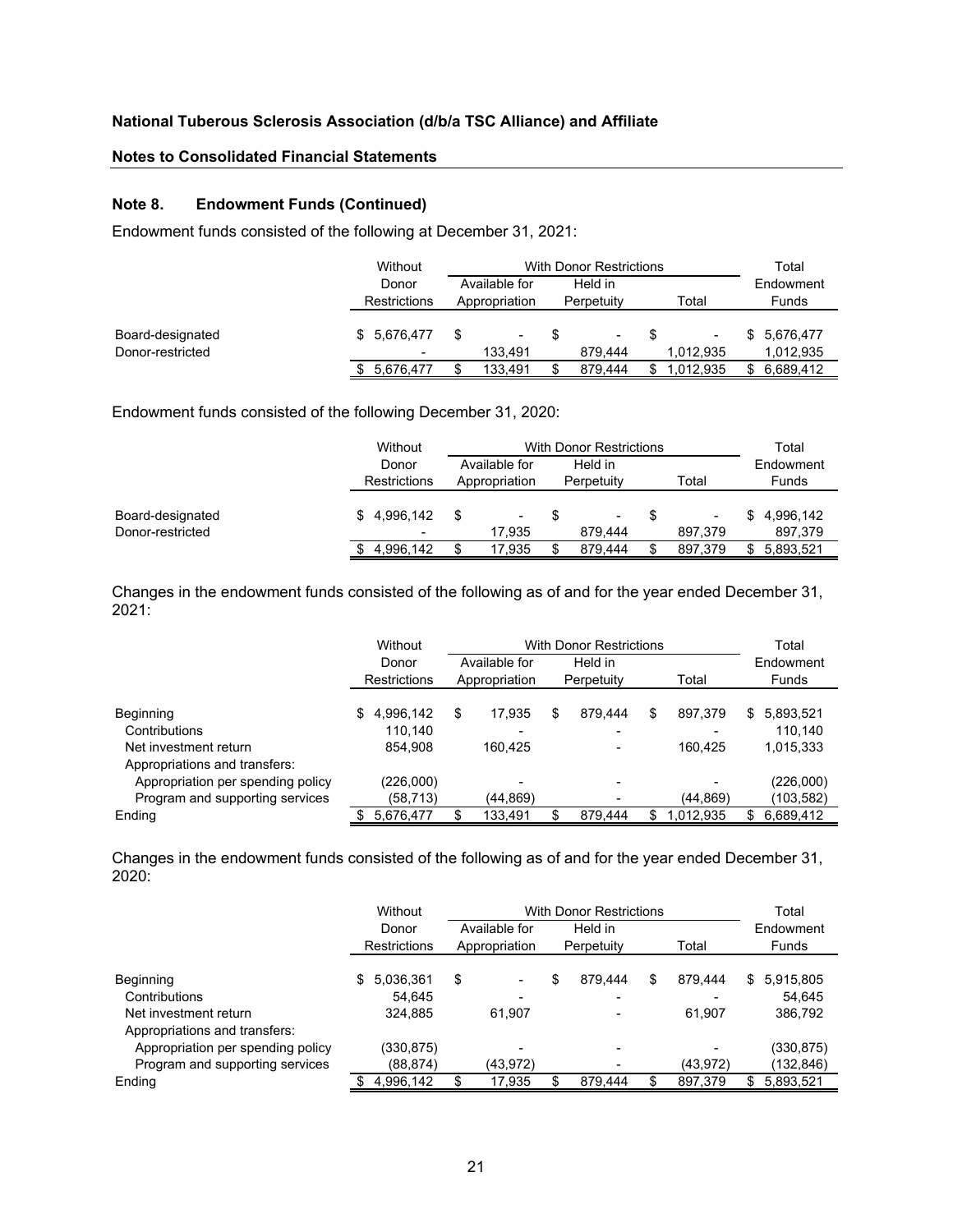**National Tuberous Sclerosis Association (d/b/a TSC Alliance) and Affiliate**

**Notes to Consolidated Financial Statements**

### Note 8. Endowment Funds (Continued)

Endowment funds consisted of the following at December 31, 2021:

| | Without Donor Restrictions | With Donor Restrictions | | | Total Endowment Funds |
|---|---|---|---|---|---|
| | | Available for Appropriation | Held in Perpetuity | Total | |
| Board-designated | $ 5,676,477 | $ - | $ - | $ - | $ 5,676,477 |
| Donor-restricted | - | 133,491 | 879,444 | 1,012,935 | 1,012,935 |
| | $ 5,676,477 | $ 133,491 | $ 879,444 | $ 1,012,935 | $ 6,689,412 |

Endowment funds consisted of the following December 31, 2020:

| | Without Donor Restrictions | With Donor Restrictions | | | Total Endowment Funds |
|---|---|---|---|---|---|
| | | Available for Appropriation | Held in Perpetuity | Total | |
| Board-designated | $ 4,996,142 | $ - | $ - | $ - | $ 4,996,142 |
| Donor-restricted | - | 17,935 | 879,444 | 897,379 | 897,379 |
| | $ 4,996,142 | $ 17,935 | $ 879,444 | $ 897,379 | $ 5,893,521 |

Changes in the endowment funds consisted of the following as of and for the year ended December 31, 2021:

| | Without Donor Restrictions | With Donor Restrictions | | | Total Endowment Funds |
|---|---|---|---|---|---|
| | | Available for Appropriation | Held in Perpetuity | Total | |
| Beginning | $ 4,996,142 | $ 17,935 | $ 879,444 | $ 897,379 | $ 5,893,521 |
| Contributions | 110,140 | - | - | - | 110,140 |
| Net investment return | 854,908 | 160,425 | - | 160,425 | 1,015,333 |
| Appropriations and transfers: | | | | | |
| Appropriation per spending policy | (226,000) | - | - | - | (226,000) |
| Program and supporting services | (58,713) | (44,869) | - | (44,869) | (103,582) |
| Ending | $ 5,676,477 | $ 133,491 | $ 879,444 | $ 1,012,935 | $ 6,689,412 |

Changes in the endowment funds consisted of the following as of and for the year ended December 31, 2020:

| | Without Donor Restrictions | With Donor Restrictions | | | Total Endowment Funds |
|---|---|---|---|---|---|
| | | Available for Appropriation | Held in Perpetuity | Total | |
| Beginning | $ 5,036,361 | $ - | $ 879,444 | $ 879,444 | $ 5,915,805 |
| Contributions | 54,645 | | - | - | 54,645 |
| Net investment return | 324,885 | 61,907 | - | 61,907 | 386,792 |
| Appropriations and transfers: | | | | | |
| Appropriation per spending policy | (330,875) | - | - | - | (330,875) |
| Program and supporting services | (88,874) | (43,972) | - | (43,972) | (132,846) |
| Ending | $ 4,996,142 | $ 17,935 | $ 879,444 | $ 897,379 | $ 5,893,521 |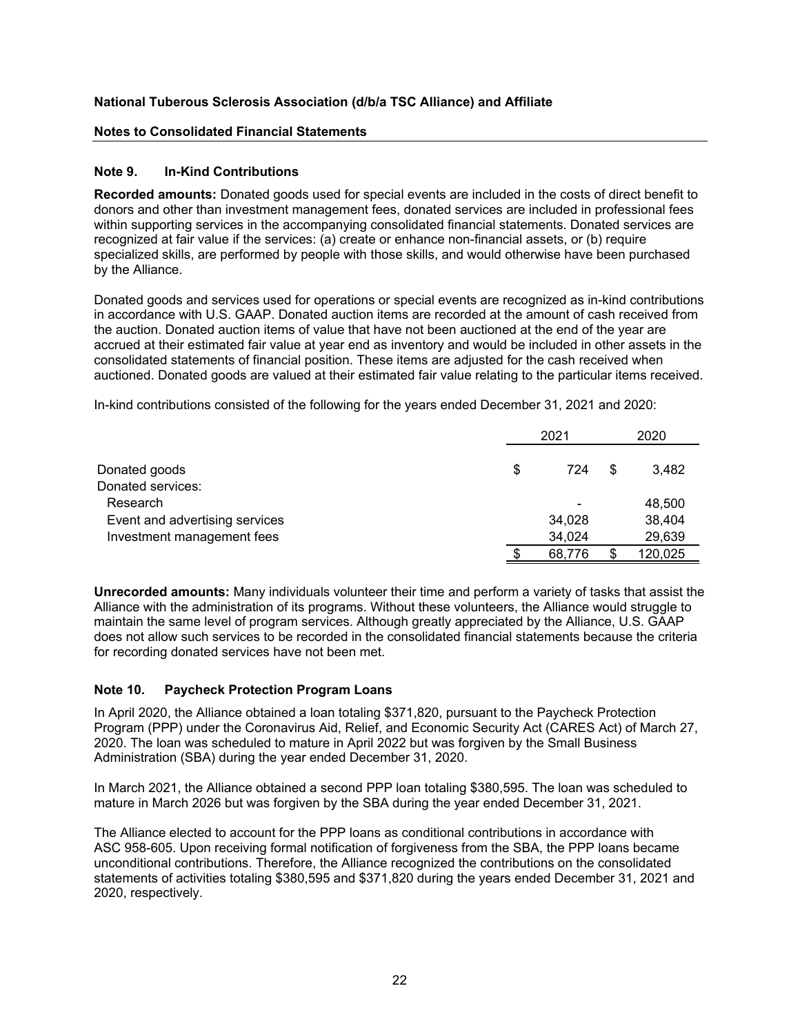National Tuberous Sclerosis Association (d/b/a TSC Alliance) and Affiliate

Notes to Consolidated Financial Statements

### Note 9. In-Kind Contributions

**Recorded amounts:** Donated goods used for special events are included in the costs of direct benefit to donors and other than investment management fees, donated services are included in professional fees within supporting services in the accompanying consolidated financial statements. Donated services are recognized at fair value if the services: (a) create or enhance non-financial assets, or (b) require specialized skills, are performed by people with those skills, and would otherwise have been purchased by the Alliance.

Donated goods and services used for operations or special events are recognized as in-kind contributions in accordance with U.S. GAAP. Donated auction items are recorded at the amount of cash received from the auction. Donated auction items of value that have not been auctioned at the end of the year are accrued at their estimated fair value at year end as inventory and would be included in other assets in the consolidated statements of financial position. These items are adjusted for the cash received when auctioned. Donated goods are valued at their estimated fair value relating to the particular items received.

In-kind contributions consisted of the following for the years ended December 31, 2021 and 2020:

| | 2021 | 2020 |
|---|---|---|
| Donated goods | $ 724 | $ 3,482 |
| Donated services: | | |
| Research | - | 48,500 |
| Event and advertising services | 34,028 | 38,404 |
| Investment management fees | 34,024 | 29,639 |
| | $ 68,776 | $ 120,025 |

**Unrecorded amounts:** Many individuals volunteer their time and perform a variety of tasks that assist the Alliance with the administration of its programs. Without these volunteers, the Alliance would struggle to maintain the same level of program services. Although greatly appreciated by the Alliance, U.S. GAAP does not allow such services to be recorded in the consolidated financial statements because the criteria for recording donated services have not been met.

### Note 10. Paycheck Protection Program Loans

In April 2020, the Alliance obtained a loan totaling $371,820, pursuant to the Paycheck Protection Program (PPP) under the Coronavirus Aid, Relief, and Economic Security Act (CARES Act) of March 27, 2020. The loan was scheduled to mature in April 2022 but was forgiven by the Small Business Administration (SBA) during the year ended December 31, 2020.

In March 2021, the Alliance obtained a second PPP loan totaling $380,595. The loan was scheduled to mature in March 2026 but was forgiven by the SBA during the year ended December 31, 2021.

The Alliance elected to account for the PPP loans as conditional contributions in accordance with ASC 958-605. Upon receiving formal notification of forgiveness from the SBA, the PPP loans became unconditional contributions. Therefore, the Alliance recognized the contributions on the consolidated statements of activities totaling $380,595 and $371,820 during the years ended December 31, 2021 and 2020, respectively.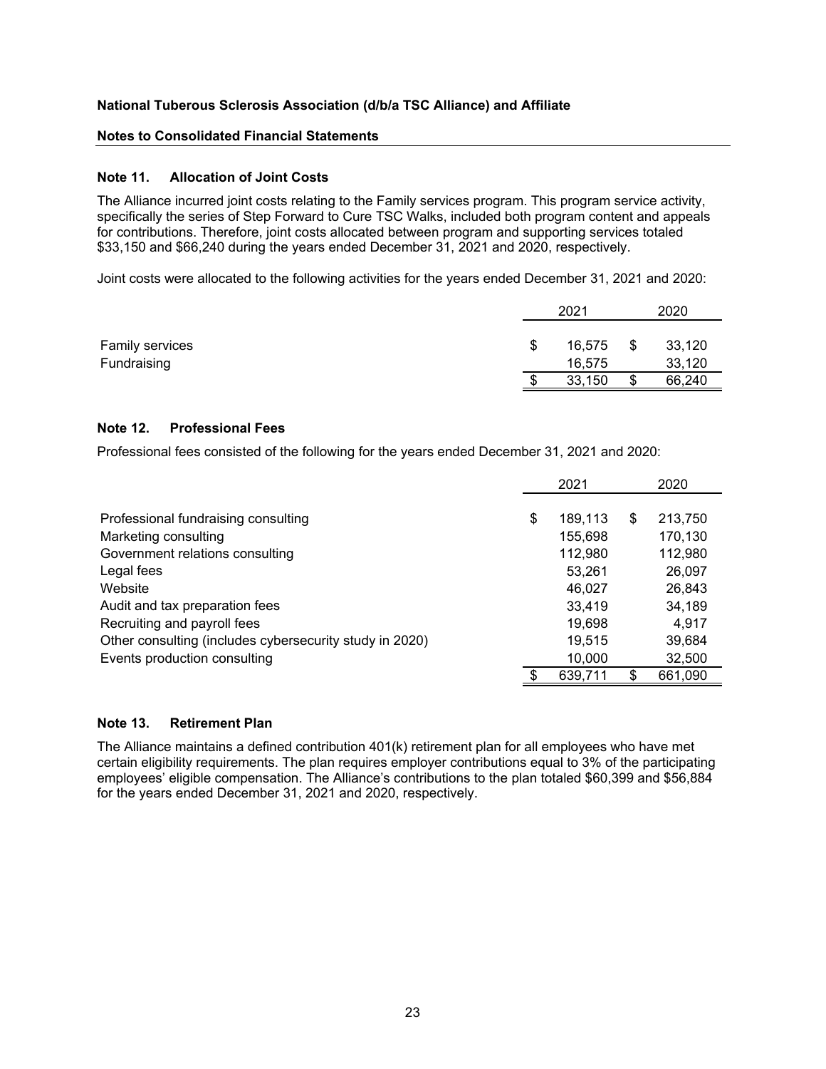**National Tuberous Sclerosis Association (d/b/a TSC Alliance) and Affiliate**

**Notes to Consolidated Financial Statements**

### Note 11. Allocation of Joint Costs

The Alliance incurred joint costs relating to the Family services program. This program service activity, specifically the series of Step Forward to Cure TSC Walks, included both program content and appeals for contributions. Therefore, joint costs allocated between program and supporting services totaled $33,150 and $66,240 during the years ended December 31, 2021 and 2020, respectively.

Joint costs were allocated to the following activities for the years ended December 31, 2021 and 2020:

| | 2021 | 2020 |
|---|---|---|
| Family services | $ 16,575 | $ 33,120 |
| Fundraising | 16,575 | 33,120 |
| | $ 33,150 | $ 66,240 |

### Note 12. Professional Fees

Professional fees consisted of the following for the years ended December 31, 2021 and 2020:

| | 2021 | 2020 |
|---|---|---|
| Professional fundraising consulting | $ 189,113 | $ 213,750 |
| Marketing consulting | 155,698 | 170,130 |
| Government relations consulting | 112,980 | 112,980 |
| Legal fees | 53,261 | 26,097 |
| Website | 46,027 | 26,843 |
| Audit and tax preparation fees | 33,419 | 34,189 |
| Recruiting and payroll fees | 19,698 | 4,917 |
| Other consulting (includes cybersecurity study in 2020) | 19,515 | 39,684 |
| Events production consulting | 10,000 | 32,500 |
| | $ 639,711 | $ 661,090 |

### Note 13. Retirement Plan

The Alliance maintains a defined contribution 401(k) retirement plan for all employees who have met certain eligibility requirements. The plan requires employer contributions equal to 3% of the participating employees' eligible compensation. The Alliance's contributions to the plan totaled $60,399 and $56,884 for the years ended December 31, 2021 and 2020, respectively.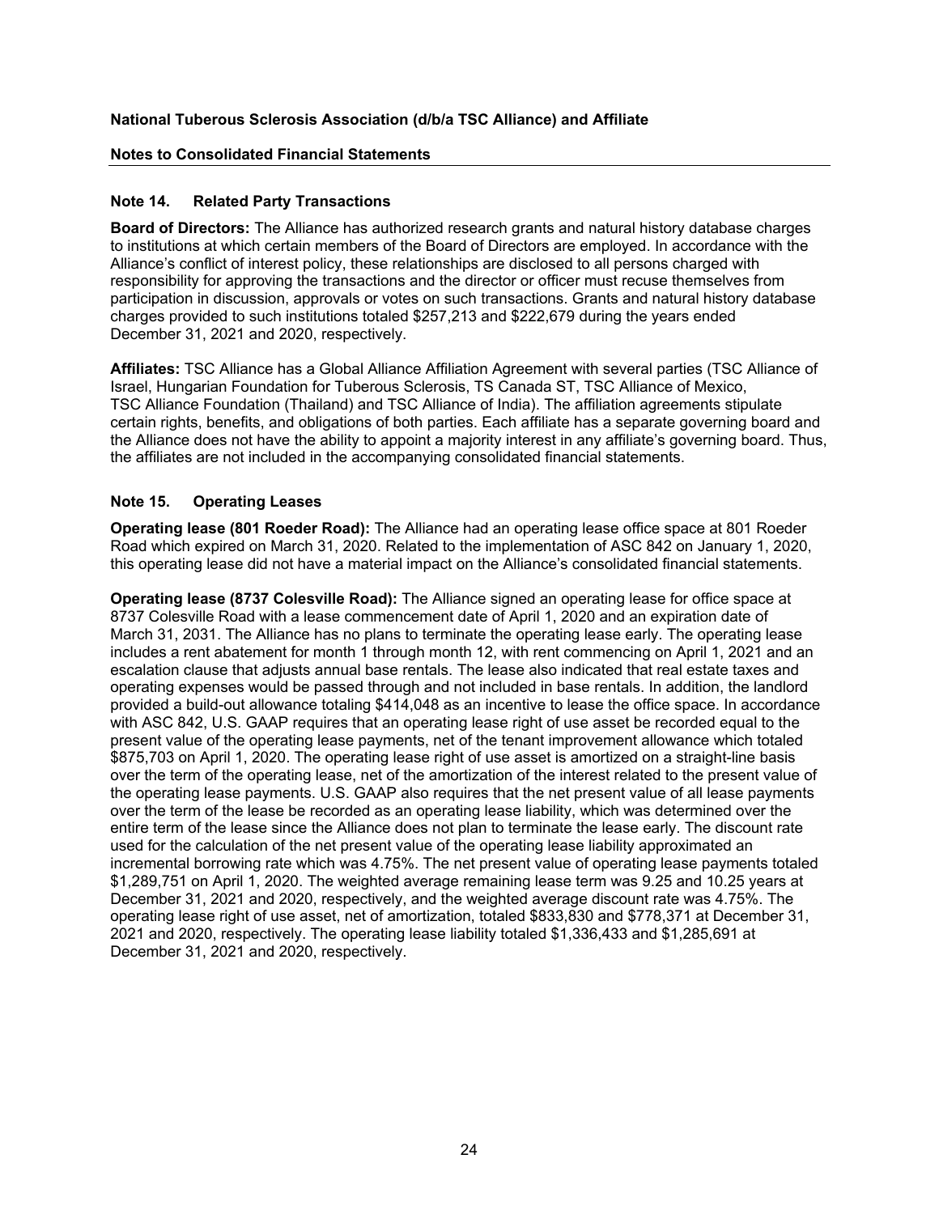## Note 14. Related Party Transactions

**Board of Directors:** The Alliance has authorized research grants and natural history database charges to institutions at which certain members of the Board of Directors are employed. In accordance with the Alliance's conflict of interest policy, these relationships are disclosed to all persons charged with responsibility for approving the transactions and the director or officer must recuse themselves from participation in discussion, approvals or votes on such transactions. Grants and natural history database charges provided to such institutions totaled $257,213 and $222,679 during the years ended December 31, 2021 and 2020, respectively.

**Affiliates:** TSC Alliance has a Global Alliance Affiliation Agreement with several parties (TSC Alliance of Israel, Hungarian Foundation for Tuberous Sclerosis, TS Canada ST, TSC Alliance of Mexico, TSC Alliance Foundation (Thailand) and TSC Alliance of India). The affiliation agreements stipulate certain rights, benefits, and obligations of both parties. Each affiliate has a separate governing board and the Alliance does not have the ability to appoint a majority interest in any affiliate's governing board. Thus, the affiliates are not included in the accompanying consolidated financial statements.

## Note 15. Operating Leases

**Operating lease (801 Roeder Road):** The Alliance had an operating lease office space at 801 Roeder Road which expired on March 31, 2020. Related to the implementation of ASC 842 on January 1, 2020, this operating lease did not have a material impact on the Alliance's consolidated financial statements.

**Operating lease (8737 Colesville Road):** The Alliance signed an operating lease for office space at 8737 Colesville Road with a lease commencement date of April 1, 2020 and an expiration date of March 31, 2031. The Alliance has no plans to terminate the operating lease early. The operating lease includes a rent abatement for month 1 through month 12, with rent commencing on April 1, 2021 and an escalation clause that adjusts annual base rentals. The lease also indicated that real estate taxes and operating expenses would be passed through and not included in base rentals. In addition, the landlord provided a build-out allowance totaling $414,048 as an incentive to lease the office space. In accordance with ASC 842, U.S. GAAP requires that an operating lease right of use asset be recorded equal to the present value of the operating lease payments, net of the tenant improvement allowance which totaled $875,703 on April 1, 2020. The operating lease right of use asset is amortized on a straight-line basis over the term of the operating lease, net of the amortization of the interest related to the present value of the operating lease payments. U.S. GAAP also requires that the net present value of all lease payments over the term of the lease be recorded as an operating lease liability, which was determined over the entire term of the lease since the Alliance does not plan to terminate the lease early. The discount rate used for the calculation of the net present value of the operating lease liability approximated an incremental borrowing rate which was 4.75%. The net present value of operating lease payments totaled $1,289,751 on April 1, 2020. The weighted average remaining lease term was 9.25 and 10.25 years at December 31, 2021 and 2020, respectively, and the weighted average discount rate was 4.75%. The operating lease right of use asset, net of amortization, totaled $833,830 and $778,371 at December 31, 2021 and 2020, respectively. The operating lease liability totaled $1,336,433 and $1,285,691 at December 31, 2021 and 2020, respectively.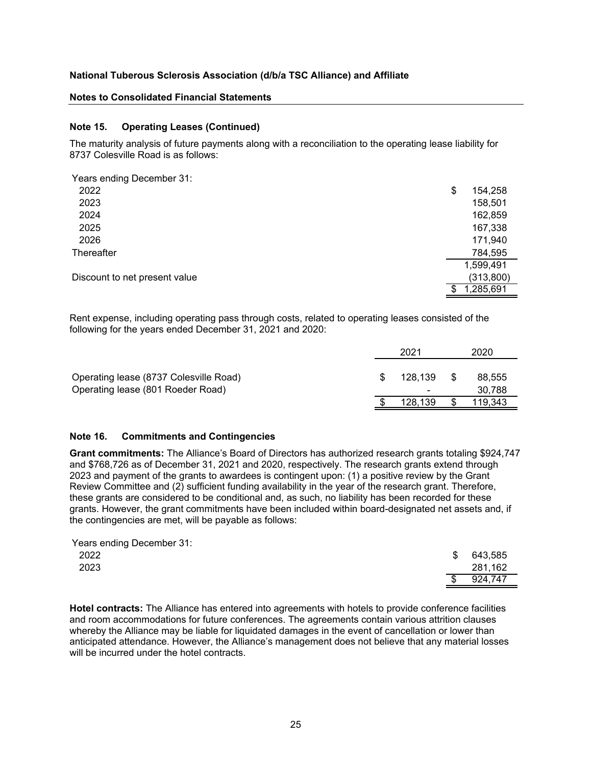**National Tuberous Sclerosis Association (d/b/a TSC Alliance) and Affiliate**

**Notes to Consolidated Financial Statements**

### Note 15. Operating Leases (Continued)

The maturity analysis of future payments along with a reconciliation to the operating lease liability for 8737 Colesville Road is as follows:

| Years ending December 31: | |
|---|---|
| 2022 | $ 154,258 |
| 2023 | 158,501 |
| 2024 | 162,859 |
| 2025 | 167,338 |
| 2026 | 171,940 |
| Thereafter | 784,595 |
| | 1,599,491 |
| Discount to net present value | (313,800) |
| | $ 1,285,691 |

Rent expense, including operating pass through costs, related to operating leases consisted of the following for the years ended December 31, 2021 and 2020:

| | 2021 | 2020 |
|---|---|---|
| Operating lease (8737 Colesville Road) | $ 128,139 | $ 88,555 |
| Operating lease (801 Roeder Road) | - | 30,788 |
| | $ 128,139 | $ 119,343 |

### Note 16. Commitments and Contingencies

**Grant commitments:** The Alliance's Board of Directors has authorized research grants totaling $924,747 and $768,726 as of December 31, 2021 and 2020, respectively. The research grants extend through 2023 and payment of the grants to awardees is contingent upon: (1) a positive review by the Grant Review Committee and (2) sufficient funding availability in the year of the research grant. Therefore, these grants are considered to be conditional and, as such, no liability has been recorded for these grants. However, the grant commitments have been included within board-designated net assets and, if the contingencies are met, will be payable as follows:

| Years ending December 31: | |
|---|---|
| 2022 | $ 643,585 |
| 2023 | 281,162 |
| | $ 924,747 |

**Hotel contracts:** The Alliance has entered into agreements with hotels to provide conference facilities and room accommodations for future conferences. The agreements contain various attrition clauses whereby the Alliance may be liable for liquidated damages in the event of cancellation or lower than anticipated attendance. However, the Alliance's management does not believe that any material losses will be incurred under the hotel contracts.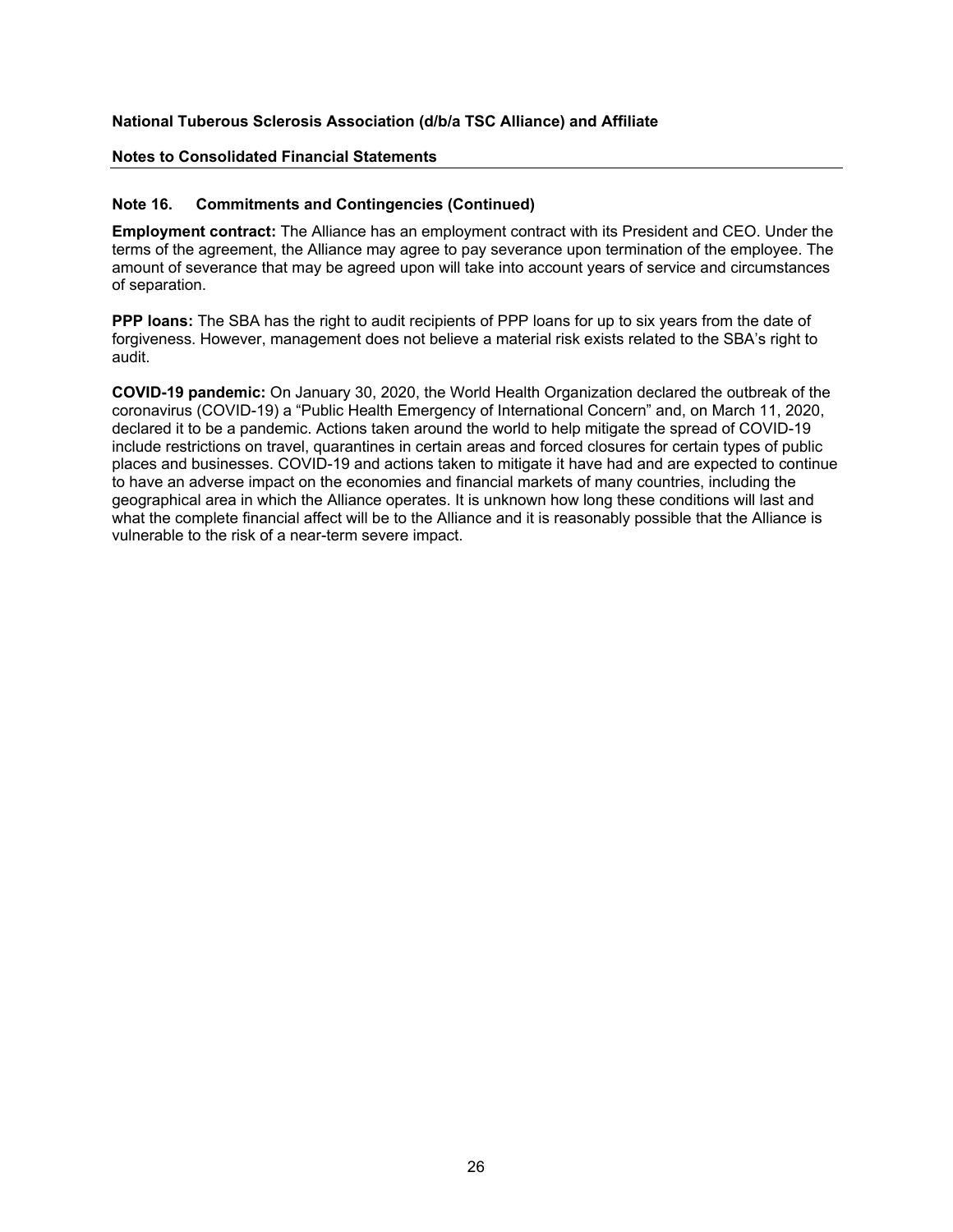**National Tuberous Sclerosis Association (d/b/a TSC Alliance) and Affiliate**

**Notes to Consolidated Financial Statements**

## Note 16. Commitments and Contingencies (Continued)

**Employment contract:** The Alliance has an employment contract with its President and CEO. Under the terms of the agreement, the Alliance may agree to pay severance upon termination of the employee. The amount of severance that may be agreed upon will take into account years of service and circumstances of separation.

**PPP loans:** The SBA has the right to audit recipients of PPP loans for up to six years from the date of forgiveness. However, management does not believe a material risk exists related to the SBA's right to audit.

**COVID-19 pandemic:** On January 30, 2020, the World Health Organization declared the outbreak of the coronavirus (COVID-19) a "Public Health Emergency of International Concern" and, on March 11, 2020, declared it to be a pandemic. Actions taken around the world to help mitigate the spread of COVID-19 include restrictions on travel, quarantines in certain areas and forced closures for certain types of public places and businesses. COVID-19 and actions taken to mitigate it have had and are expected to continue to have an adverse impact on the economies and financial markets of many countries, including the geographical area in which the Alliance operates. It is unknown how long these conditions will last and what the complete financial affect will be to the Alliance and it is reasonably possible that the Alliance is vulnerable to the risk of a near-term severe impact.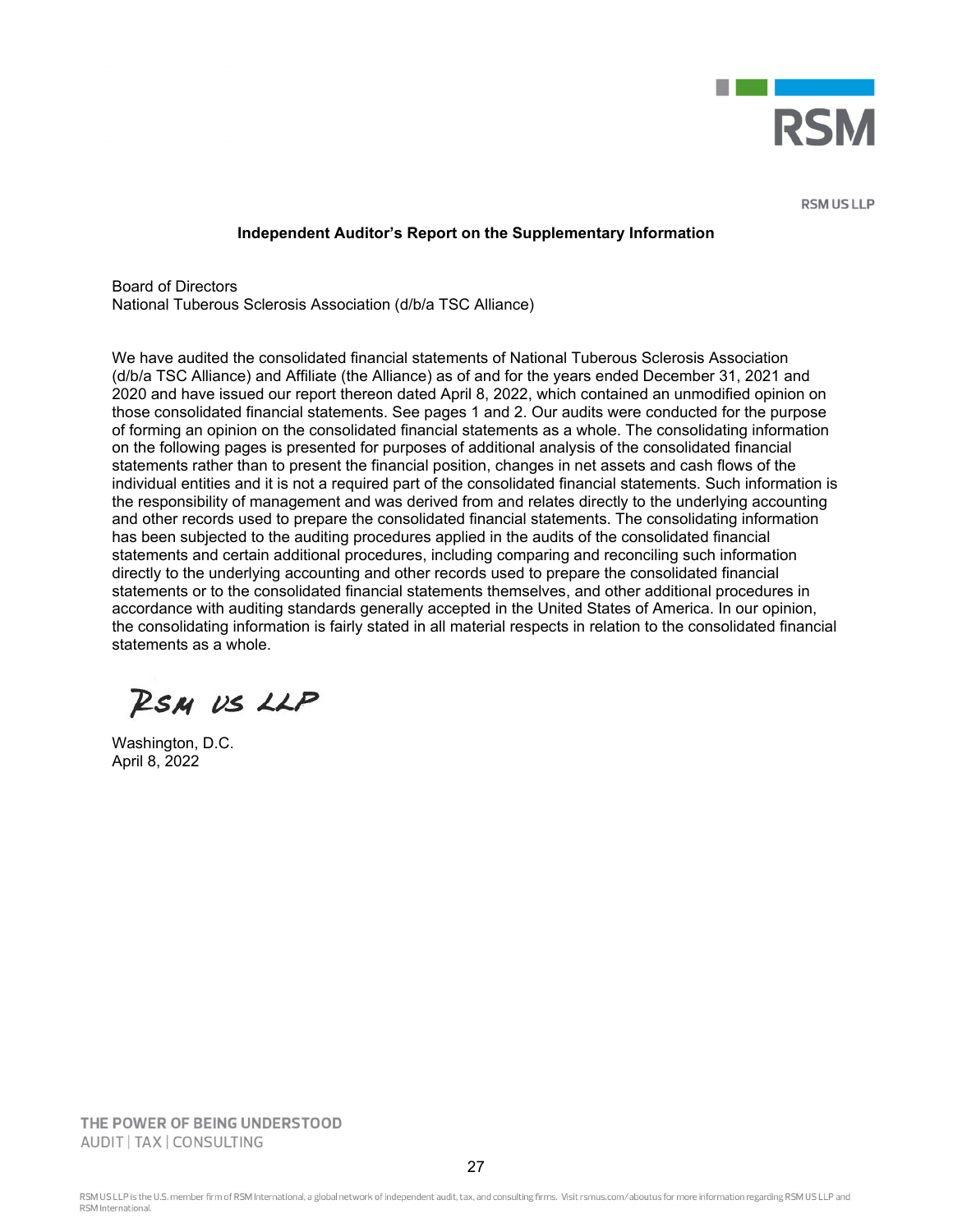RSM US LLP

## Independent Auditor's Report on the Supplementary Information

Board of Directors
National Tuberous Sclerosis Association (d/b/a TSC Alliance)

We have audited the consolidated financial statements of National Tuberous Sclerosis Association (d/b/a TSC Alliance) and Affiliate (the Alliance) as of and for the years ended December 31, 2021 and 2020 and have issued our report thereon dated April 8, 2022, which contained an unmodified opinion on those consolidated financial statements. See pages 1 and 2. Our audits were conducted for the purpose of forming an opinion on the consolidated financial statements as a whole. The consolidating information on the following pages is presented for purposes of additional analysis of the consolidated financial statements rather than to present the financial position, changes in net assets and cash flows of the individual entities and it is not a required part of the consolidated financial statements. Such information is the responsibility of management and was derived from and relates directly to the underlying accounting and other records used to prepare the consolidated financial statements. The consolidating information has been subjected to the auditing procedures applied in the audits of the consolidated financial statements and certain additional procedures, including comparing and reconciling such information directly to the underlying accounting and other records used to prepare the consolidated financial statements or to the consolidated financial statements themselves, and other additional procedures in accordance with auditing standards generally accepted in the United States of America. In our opinion, the consolidating information is fairly stated in all material respects in relation to the consolidated financial statements as a whole.

RSM US LLP

Washington, D.C.
April 8, 2022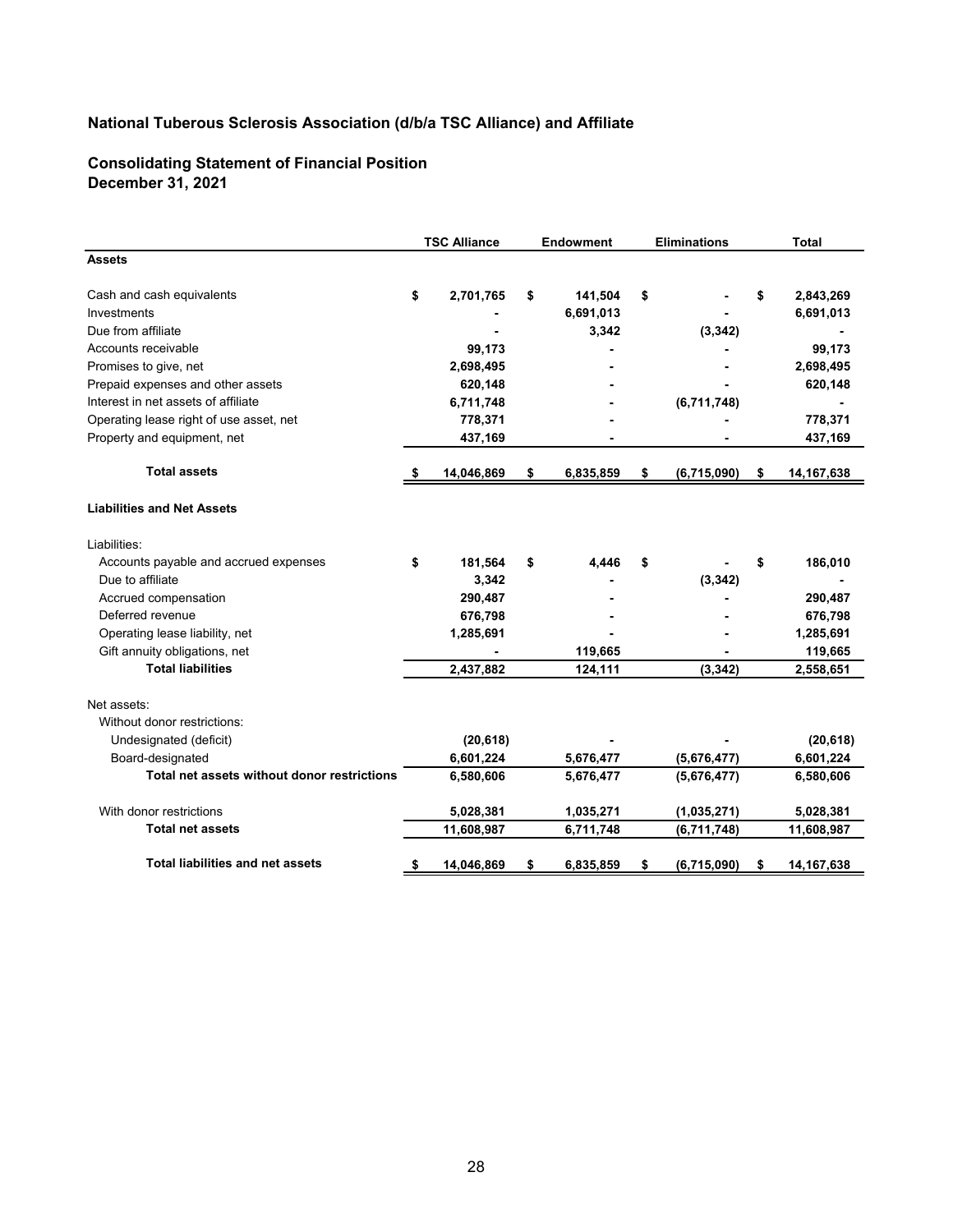## National Tuberous Sclerosis Association (d/b/a TSC Alliance) and Affiliate

### Consolidating Statement of Financial Position
### December 31, 2021

| | TSC Alliance | Endowment | Eliminations | Total |
|---|---|---|---|---|
| **Assets** | | | | |
| Cash and cash equivalents | $ 2,701,765 | $ 141,504 | $ - | $ 2,843,269 |
| Investments | - | 6,691,013 | - | 6,691,013 |
| Due from affiliate | - | 3,342 | (3,342) | - |
| Accounts receivable | 99,173 | - | - | 99,173 |
| Promises to give, net | 2,698,495 | - | - | 2,698,495 |
| Prepaid expenses and other assets | 620,148 | - | - | 620,148 |
| Interest in net assets of affiliate | 6,711,748 | - | (6,711,748) | - |
| Operating lease right of use asset, net | 778,371 | - | - | 778,371 |
| Property and equipment, net | 437,169 | - | - | 437,169 |
| **Total assets** | $ 14,046,869 | $ 6,835,859 | $ (6,715,090) | $ 14,167,638 |
| **Liabilities and Net Assets** | | | | |
| Liabilities: | | | | |
| Accounts payable and accrued expenses | $ 181,564 | $ 4,446 | $ - | $ 186,010 |
| Due to affiliate | 3,342 | - | (3,342) | - |
| Accrued compensation | 290,487 | - | - | 290,487 |
| Deferred revenue | 676,798 | - | - | 676,798 |
| Operating lease liability, net | 1,285,691 | - | - | 1,285,691 |
| Gift annuity obligations, net | - | 119,665 | - | 119,665 |
| **Total liabilities** | 2,437,882 | 124,111 | (3,342) | 2,558,651 |
| Net assets: | | | | |
| Without donor restrictions: | | | | |
| Undesignated (deficit) | (20,618) | - | - | (20,618) |
| Board-designated | 6,601,224 | 5,676,477 | (5,676,477) | 6,601,224 |
| **Total net assets without donor restrictions** | 6,580,606 | 5,676,477 | (5,676,477) | 6,580,606 |
| With donor restrictions | 5,028,381 | 1,035,271 | (1,035,271) | 5,028,381 |
| **Total net assets** | 11,608,987 | 6,711,748 | (6,711,748) | 11,608,987 |
| **Total liabilities and net assets** | $ 14,046,869 | $ 6,835,859 | $ (6,715,090) | $ 14,167,638 |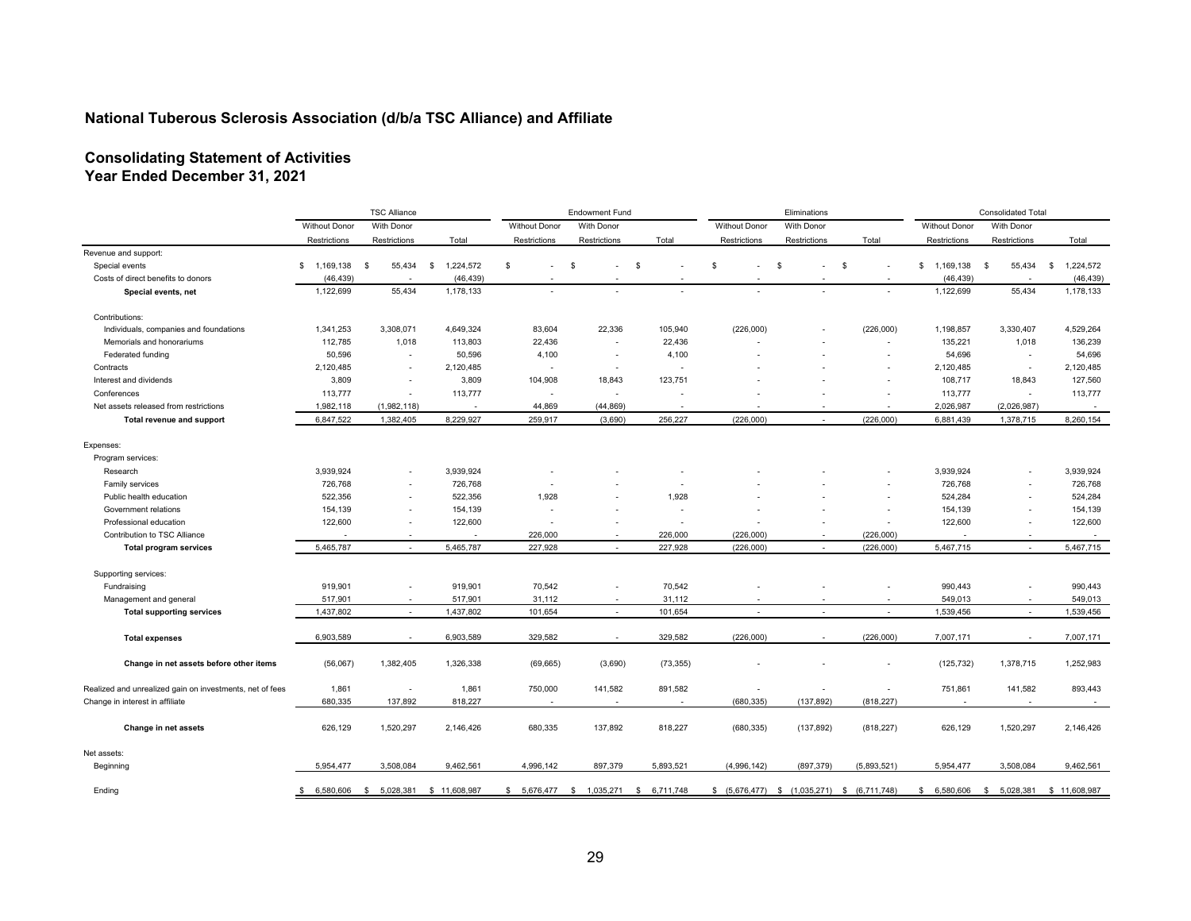## National Tuberous Sclerosis Association (d/b/a TSC Alliance) and Affiliate

### Consolidating Statement of Activities
### Year Ended December 31, 2021

| | TSC Alliance | | | Endowment Fund | | | Eliminations | | | Consolidated Total | | |
|---|---|---|---|---|---|---|---|---|---|---|---|---|
| | Without Donor Restrictions | With Donor Restrictions | Total | Without Donor Restrictions | With Donor Restrictions | Total | Without Donor Restrictions | With Donor Restrictions | Total | Without Donor Restrictions | With Donor Restrictions | Total |
| Revenue and support: | | | | | | | | | | | | |
| Special events | $ 1,169,138 | $ 55,434 | $ 1,224,572 | $ - | $ - | $ - | $ - | $ - | $ - | $ 1,169,138 | $ 55,434 | $ 1,224,572 |
| Costs of direct benefits to donors | (46,439) | - | (46,439) | - | - | - | - | - | - | (46,439) | - | (46,439) |
| **Special events, net** | 1,122,699 | 55,434 | 1,178,133 | - | - | - | - | - | - | 1,122,699 | 55,434 | 1,178,133 |
| Contributions: | | | | | | | | | | | | |
| Individuals, companies and foundations | 1,341,253 | 3,308,071 | 4,649,324 | 83,604 | 22,336 | 105,940 | (226,000) | - | (226,000) | 1,198,857 | 3,330,407 | 4,529,264 |
| Memorials and honorariums | 112,785 | 1,018 | 113,803 | 22,436 | - | 22,436 | - | - | - | 135,221 | 1,018 | 136,239 |
| Federated funding | 50,596 | - | 50,596 | 4,100 | - | 4,100 | - | - | - | 54,696 | - | 54,696 |
| Contracts | 2,120,485 | - | 2,120,485 | - | - | - | - | - | - | 2,120,485 | - | 2,120,485 |
| Interest and dividends | 3,809 | - | 3,809 | 104,908 | 18,843 | 123,751 | - | - | - | 108,717 | 18,843 | 127,560 |
| Conferences | 113,777 | - | 113,777 | - | - | - | - | - | - | 113,777 | - | 113,777 |
| Net assets released from restrictions | 1,982,118 | (1,982,118) | - | 44,869 | (44,869) | - | - | - | - | 2,026,987 | (2,026,987) | - |
| **Total revenue and support** | 6,847,522 | 1,382,405 | 8,229,927 | 259,917 | (3,690) | 256,227 | (226,000) | - | (226,000) | 6,881,439 | 1,378,715 | 8,260,154 |
| Expenses: | | | | | | | | | | | | |
| Program services: | | | | | | | | | | | | |
| Research | 3,939,924 | - | 3,939,924 | - | - | - | - | - | - | 3,939,924 | - | 3,939,924 |
| Family services | 726,768 | - | 726,768 | - | - | - | - | - | - | 726,768 | - | 726,768 |
| Public health education | 522,356 | - | 522,356 | 1,928 | - | 1,928 | - | - | - | 524,284 | - | 524,284 |
| Government relations | 154,139 | - | 154,139 | - | - | - | - | - | - | 154,139 | - | 154,139 |
| Professional education | 122,600 | - | 122,600 | - | - | - | - | - | - | 122,600 | - | 122,600 |
| Contribution to TSC Alliance | - | - | - | 226,000 | - | 226,000 | (226,000) | - | (226,000) | - | - | - |
| **Total program services** | 5,465,787 | - | 5,465,787 | 227,928 | - | 227,928 | (226,000) | - | (226,000) | 5,467,715 | - | 5,467,715 |
| Supporting services: | | | | | | | | | | | | |
| Fundraising | 919,901 | - | 919,901 | 70,542 | - | 70,542 | - | - | - | 990,443 | - | 990,443 |
| Management and general | 517,901 | - | 517,901 | 31,112 | - | 31,112 | - | - | - | 549,013 | - | 549,013 |
| **Total supporting services** | 1,437,802 | - | 1,437,802 | 101,654 | - | 101,654 | - | - | - | 1,539,456 | - | 1,539,456 |
| **Total expenses** | 6,903,589 | - | 6,903,589 | 329,582 | - | 329,582 | (226,000) | - | (226,000) | 7,007,171 | - | 7,007,171 |
| **Change in net assets before other items** | (56,067) | 1,382,405 | 1,326,338 | (69,665) | (3,690) | (73,355) | - | - | - | (125,732) | 1,378,715 | 1,252,983 |
| Realized and unrealized gain on investments, net of fees | 1,861 | - | 1,861 | 750,000 | 141,582 | 891,582 | - | - | - | 751,861 | 141,582 | 893,443 |
| Change in interest in affiliate | 680,335 | 137,892 | 818,227 | - | - | - | (680,335) | (137,892) | (818,227) | - | - | - |
| **Change in net assets** | 626,129 | 1,520,297 | 2,146,426 | 680,335 | 137,892 | 818,227 | (680,335) | (137,892) | (818,227) | 626,129 | 1,520,297 | 2,146,426 |
| Net assets: | | | | | | | | | | | | |
| Beginning | 5,954,477 | 3,508,084 | 9,462,561 | 4,996,142 | 897,379 | 5,893,521 | (4,996,142) | (897,379) | (5,893,521) | 5,954,477 | 3,508,084 | 9,462,561 |
| Ending | $ 6,580,606 | $ 5,028,381 | $ 11,608,987 | $ 5,676,477 | $ 1,035,271 | $ 6,711,748 | $ (5,676,477) | $ (1,035,271) | $ (6,711,748) | $ 6,580,606 | $ 5,028,381 | $ 11,608,987 |